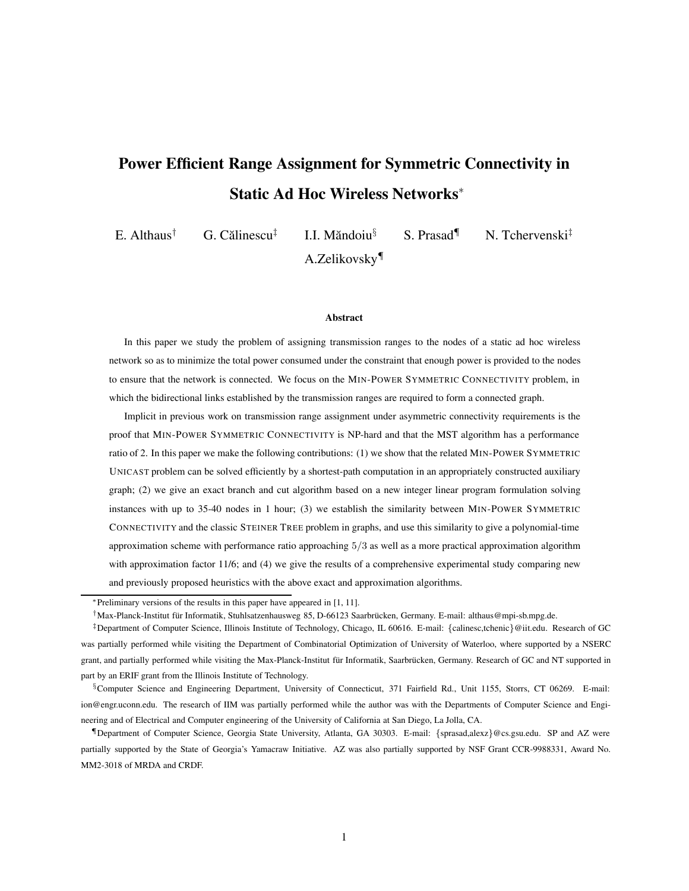# Power Efficient Range Assignment for Symmetric Connectivity in Static Ad Hoc Wireless Networks*

E. Althaus[†] G. Călinescu[‡] I.I. Măndoiu[§] S. Prasad[¶] N. Tchervenski[‡]
A.Zelikovsky[¶]

### Abstract

In this paper we study the problem of assigning transmission ranges to the nodes of a static ad hoc wireless network so as to minimize the total power consumed under the constraint that enough power is provided to the nodes to ensure that the network is connected. We focus on the MIN-POWER SYMMETRIC CONNECTIVITY problem, in which the bidirectional links established by the transmission ranges are required to form a connected graph.

Implicit in previous work on transmission range assignment under asymmetric connectivity requirements is the proof that MIN-POWER SYMMETRIC CONNECTIVITY is NP-hard and that the MST algorithm has a performance ratio of 2. In this paper we make the following contributions: (1) we show that the related MIN-POWER SYMMETRIC UNICAST problem can be solved efficiently by a shortest-path computation in an appropriately constructed auxiliary graph; (2) we give an exact branch and cut algorithm based on a new integer linear program formulation solving instances with up to 35-40 nodes in 1 hour; (3) we establish the similarity between MIN-POWER SYMMETRIC CONNECTIVITY and the classic STEINER TREE problem in graphs, and use this similarity to give a polynomial-time approximation scheme with performance ratio approaching $5/3$ as well as a more practical approximation algorithm with approximation factor 11/6; and (4) we give the results of a comprehensive experimental study comparing new and previously proposed heuristics with the above exact and approximation algorithms.

---

*Preliminary versions of the results in this paper have appeared in [1, 11].

[†]Max-Planck-Institut für Informatik, Stuhlsatzenhausweg 85, D-66123 Saarbrücken, Germany. E-mail: althaus@mpi-sb.mpg.de.

[‡]Department of Computer Science, Illinois Institute of Technology, Chicago, IL 60616. E-mail: {calinesc,tchenic}@iit.edu. Research of GC was partially performed while visiting the Department of Combinatorial Optimization of University of Waterloo, where supported by a NSERC grant, and partially performed while visiting the Max-Planck-Institut für Informatik, Saarbrücken, Germany. Research of GC and NT supported in part by an ERIF grant from the Illinois Institute of Technology.

[§]Computer Science and Engineering Department, University of Connecticut, 371 Fairfield Rd., Unit 1155, Storrs, CT 06269. E-mail: ion@engr.uconn.edu. The research of IIM was partially performed while the author was with the Departments of Computer Science and Engineering and of Electrical and Computer engineering of the University of California at San Diego, La Jolla, CA.

[¶]Department of Computer Science, Georgia State University, Atlanta, GA 30303. E-mail: {sprasad,alexz}@cs.gsu.edu. SP and AZ were partially supported by the State of Georgia's Yamacraw Initiative. AZ was also partially supported by NSF Grant CCR-9988331, Award No. MM2-3018 of MRDA and CRDF.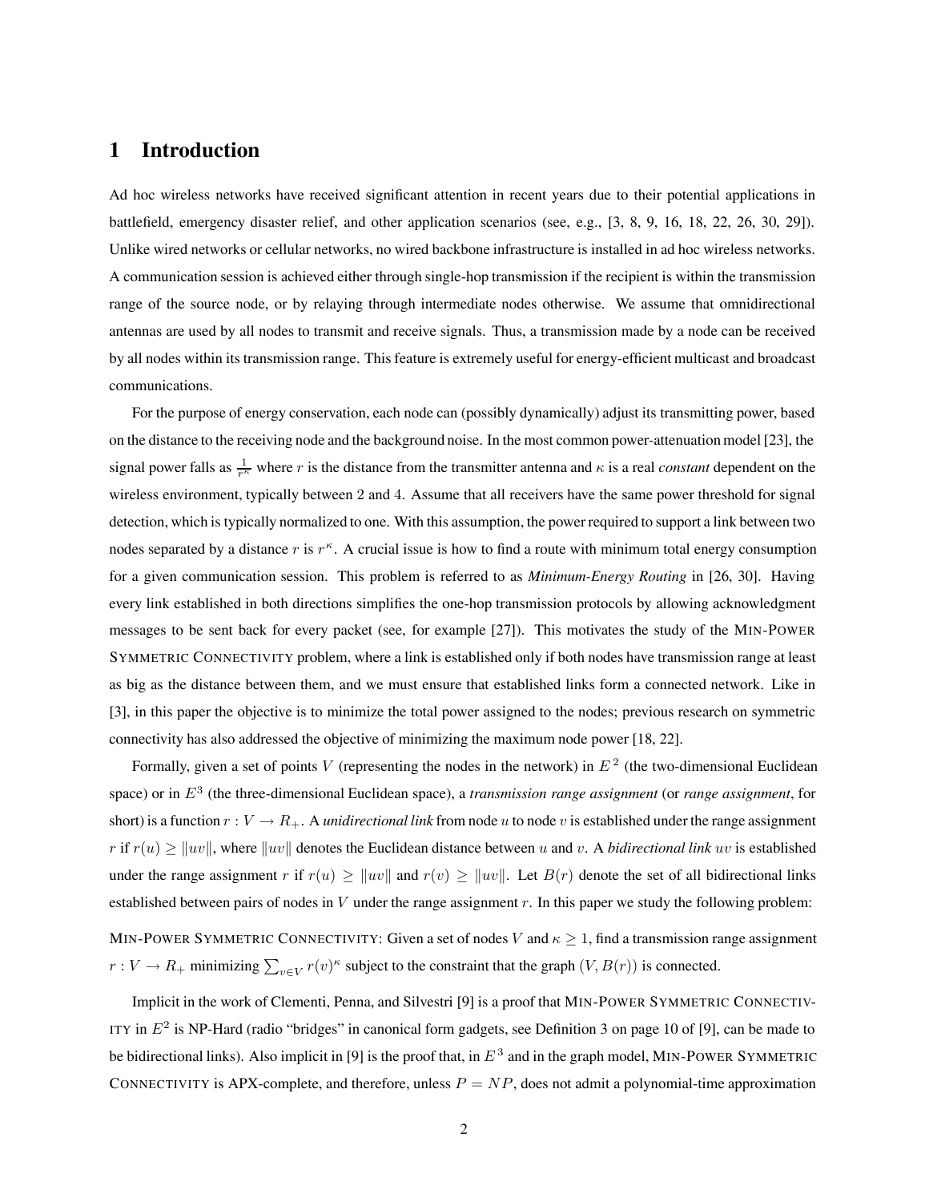# 1 Introduction

Ad hoc wireless networks have received significant attention in recent years due to their potential applications in battlefield, emergency disaster relief, and other application scenarios (see, e.g., [3, 8, 9, 16, 18, 22, 26, 30, 29]). Unlike wired networks or cellular networks, no wired backbone infrastructure is installed in ad hoc wireless networks. A communication session is achieved either through single-hop transmission if the recipient is within the transmission range of the source node, or by relaying through intermediate nodes otherwise. We assume that omnidirectional antennas are used by all nodes to transmit and receive signals. Thus, a transmission made by a node can be received by all nodes within its transmission range. This feature is extremely useful for energy-efficient multicast and broadcast communications.

For the purpose of energy conservation, each node can (possibly dynamically) adjust its transmitting power, based on the distance to the receiving node and the background noise. In the most common power-attenuation model [23], the signal power falls as $\frac{1}{r^\kappa}$ where $r$ is the distance from the transmitter antenna and $\kappa$ is a real *constant* dependent on the wireless environment, typically between 2 and 4. Assume that all receivers have the same power threshold for signal detection, which is typically normalized to one. With this assumption, the power required to support a link between two nodes separated by a distance $r$ is $r^\kappa$. A crucial issue is how to find a route with minimum total energy consumption for a given communication session. This problem is referred to as *Minimum-Energy Routing* in [26, 30]. Having every link established in both directions simplifies the one-hop transmission protocols by allowing acknowledgment messages to be sent back for every packet (see, for example [27]). This motivates the study of the MIN-POWER SYMMETRIC CONNECTIVITY problem, where a link is established only if both nodes have transmission range at least as big as the distance between them, and we must ensure that established links form a connected network. Like in [3], in this paper the objective is to minimize the total power assigned to the nodes; previous research on symmetric connectivity has also addressed the objective of minimizing the maximum node power [18, 22].

Formally, given a set of points $V$ (representing the nodes in the network) in $E^2$ (the two-dimensional Euclidean space) or in $E^3$ (the three-dimensional Euclidean space), a *transmission range assignment* (or *range assignment*, for short) is a function $r : V \to R_+$. A *unidirectional link* from node $u$ to node $v$ is established under the range assignment $r$ if $r(u) \geq \|uv\|$, where $\|uv\|$ denotes the Euclidean distance between $u$ and $v$. A *bidirectional link* $uv$ is established under the range assignment $r$ if $r(u) \geq \|uv\|$ and $r(v) \geq \|uv\|$. Let $B(r)$ denote the set of all bidirectional links established between pairs of nodes in $V$ under the range assignment $r$. In this paper we study the following problem:

MIN-POWER SYMMETRIC CONNECTIVITY: Given a set of nodes $V$ and $\kappa \geq 1$, find a transmission range assignment $r : V \to R_+$ minimizing $\sum_{v \in V} r(v)^\kappa$ subject to the constraint that the graph $(V, B(r))$ is connected.

Implicit in the work of Clementi, Penna, and Silvestri [9] is a proof that MIN-POWER SYMMETRIC CONNECTIVITY in $E^2$ is NP-Hard (radio "bridges" in canonical form gadgets, see Definition 3 on page 10 of [9], can be made to be bidirectional links). Also implicit in [9] is the proof that, in $E^3$ and in the graph model, MIN-POWER SYMMETRIC CONNECTIVITY is APX-complete, and therefore, unless $P = NP$, does not admit a polynomial-time approximation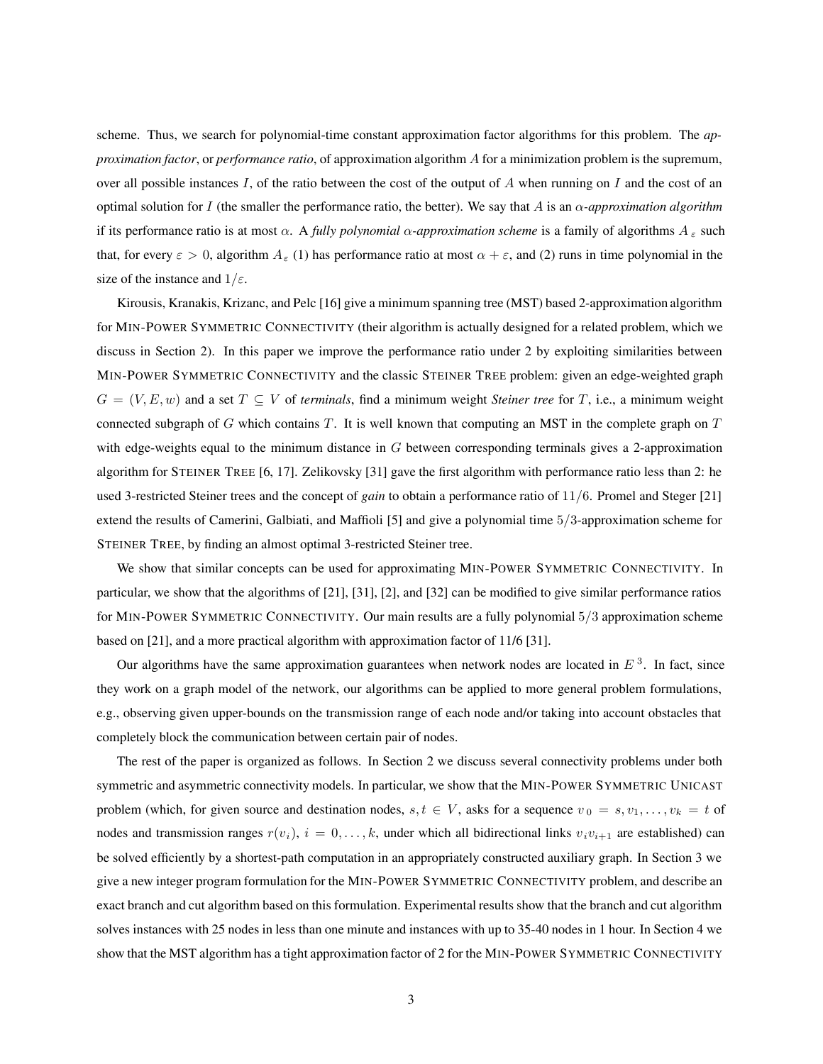scheme. Thus, we search for polynomial-time constant approximation factor algorithms for this problem. The *approximation factor*, or *performance ratio*, of approximation algorithm $A$ for a minimization problem is the supremum, over all possible instances $I$, of the ratio between the cost of the output of $A$ when running on $I$ and the cost of an optimal solution for $I$ (the smaller the performance ratio, the better). We say that $A$ is an $\alpha$*-approximation algorithm* if its performance ratio is at most $\alpha$. A *fully polynomial $\alpha$-approximation scheme* is a family of algorithms $A_\varepsilon$ such that, for every $\varepsilon > 0$, algorithm $A_\varepsilon$ (1) has performance ratio at most $\alpha + \varepsilon$, and (2) runs in time polynomial in the size of the instance and $1/\varepsilon$.

Kirousis, Kranakis, Krizanc, and Pelc [16] give a minimum spanning tree (MST) based 2-approximation algorithm for MIN-POWER SYMMETRIC CONNECTIVITY (their algorithm is actually designed for a related problem, which we discuss in Section 2). In this paper we improve the performance ratio under 2 by exploiting similarities between MIN-POWER SYMMETRIC CONNECTIVITY and the classic STEINER TREE problem: given an edge-weighted graph $G = (V, E, w)$ and a set $T \subseteq V$ of *terminals*, find a minimum weight *Steiner tree* for $T$, i.e., a minimum weight connected subgraph of $G$ which contains $T$. It is well known that computing an MST in the complete graph on $T$ with edge-weights equal to the minimum distance in $G$ between corresponding terminals gives a 2-approximation algorithm for STEINER TREE [6, 17]. Zelikovsky [31] gave the first algorithm with performance ratio less than 2: he used 3-restricted Steiner trees and the concept of *gain* to obtain a performance ratio of $11/6$. Promel and Steger [21] extend the results of Camerini, Galbiati, and Maffioli [5] and give a polynomial time $5/3$-approximation scheme for STEINER TREE, by finding an almost optimal 3-restricted Steiner tree.

We show that similar concepts can be used for approximating MIN-POWER SYMMETRIC CONNECTIVITY. In particular, we show that the algorithms of [21], [31], [2], and [32] can be modified to give similar performance ratios for MIN-POWER SYMMETRIC CONNECTIVITY. Our main results are a fully polynomial $5/3$ approximation scheme based on [21], and a more practical algorithm with approximation factor of 11/6 [31].

Our algorithms have the same approximation guarantees when network nodes are located in $E^3$. In fact, since they work on a graph model of the network, our algorithms can be applied to more general problem formulations, e.g., observing given upper-bounds on the transmission range of each node and/or taking into account obstacles that completely block the communication between certain pair of nodes.

The rest of the paper is organized as follows. In Section 2 we discuss several connectivity problems under both symmetric and asymmetric connectivity models. In particular, we show that the MIN-POWER SYMMETRIC UNICAST problem (which, for given source and destination nodes, $s, t \in V$, asks for a sequence $v_0 = s, v_1, \ldots, v_k = t$ of nodes and transmission ranges $r(v_i)$, $i = 0, \ldots, k$, under which all bidirectional links $v_i v_{i+1}$ are established) can be solved efficiently by a shortest-path computation in an appropriately constructed auxiliary graph. In Section 3 we give a new integer program formulation for the MIN-POWER SYMMETRIC CONNECTIVITY problem, and describe an exact branch and cut algorithm based on this formulation. Experimental results show that the branch and cut algorithm solves instances with 25 nodes in less than one minute and instances with up to 35-40 nodes in 1 hour. In Section 4 we show that the MST algorithm has a tight approximation factor of 2 for the MIN-POWER SYMMETRIC CONNECTIVITY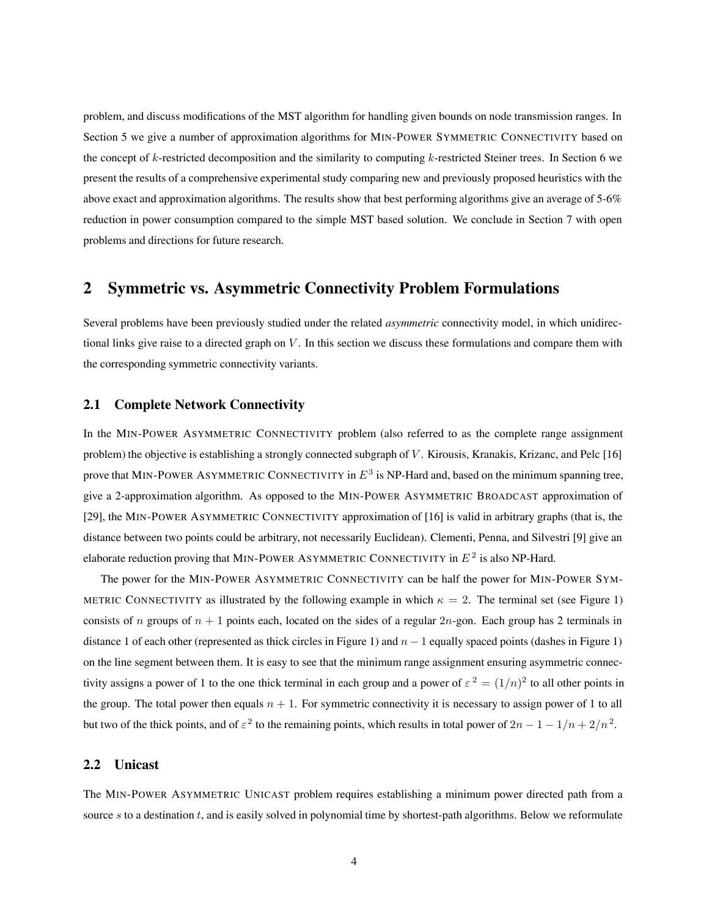problem, and discuss modifications of the MST algorithm for handling given bounds on node transmission ranges. In Section 5 we give a number of approximation algorithms for MIN-POWER SYMMETRIC CONNECTIVITY based on the concept of $k$-restricted decomposition and the similarity to computing $k$-restricted Steiner trees. In Section 6 we present the results of a comprehensive experimental study comparing new and previously proposed heuristics with the above exact and approximation algorithms. The results show that best performing algorithms give an average of 5-6% reduction in power consumption compared to the simple MST based solution. We conclude in Section 7 with open problems and directions for future research.

## 2 Symmetric vs. Asymmetric Connectivity Problem Formulations

Several problems have been previously studied under the related *asymmetric* connectivity model, in which unidirectional links give raise to a directed graph on $V$. In this section we discuss these formulations and compare them with the corresponding symmetric connectivity variants.

### 2.1 Complete Network Connectivity

In the MIN-POWER ASYMMETRIC CONNECTIVITY problem (also referred to as the complete range assignment problem) the objective is establishing a strongly connected subgraph of $V$. Kirousis, Kranakis, Krizanc, and Pelc [16] prove that MIN-POWER ASYMMETRIC CONNECTIVITY in $E^3$ is NP-Hard and, based on the minimum spanning tree, give a 2-approximation algorithm. As opposed to the MIN-POWER ASYMMETRIC BROADCAST approximation of [29], the MIN-POWER ASYMMETRIC CONNECTIVITY approximation of [16] is valid in arbitrary graphs (that is, the distance between two points could be arbitrary, not necessarily Euclidean). Clementi, Penna, and Silvestri [9] give an elaborate reduction proving that MIN-POWER ASYMMETRIC CONNECTIVITY in $E^2$ is also NP-Hard.

The power for the MIN-POWER ASYMMETRIC CONNECTIVITY can be half the power for MIN-POWER SYMMETRIC CONNECTIVITY as illustrated by the following example in which $\kappa = 2$. The terminal set (see Figure 1) consists of $n$ groups of $n + 1$ points each, located on the sides of a regular $2n$-gon. Each group has 2 terminals in distance 1 of each other (represented as thick circles in Figure 1) and $n - 1$ equally spaced points (dashes in Figure 1) on the line segment between them. It is easy to see that the minimum range assignment ensuring asymmetric connectivity assigns a power of 1 to the one thick terminal in each group and a power of $\varepsilon^2 = (1/n)^2$ to all other points in the group. The total power then equals $n + 1$. For symmetric connectivity it is necessary to assign power of 1 to all but two of the thick points, and of $\varepsilon^2$ to the remaining points, which results in total power of $2n - 1 - 1/n + 2/n^2$.

### 2.2 Unicast

The MIN-POWER ASYMMETRIC UNICAST problem requires establishing a minimum power directed path from a source $s$ to a destination $t$, and is easily solved in polynomial time by shortest-path algorithms. Below we reformulate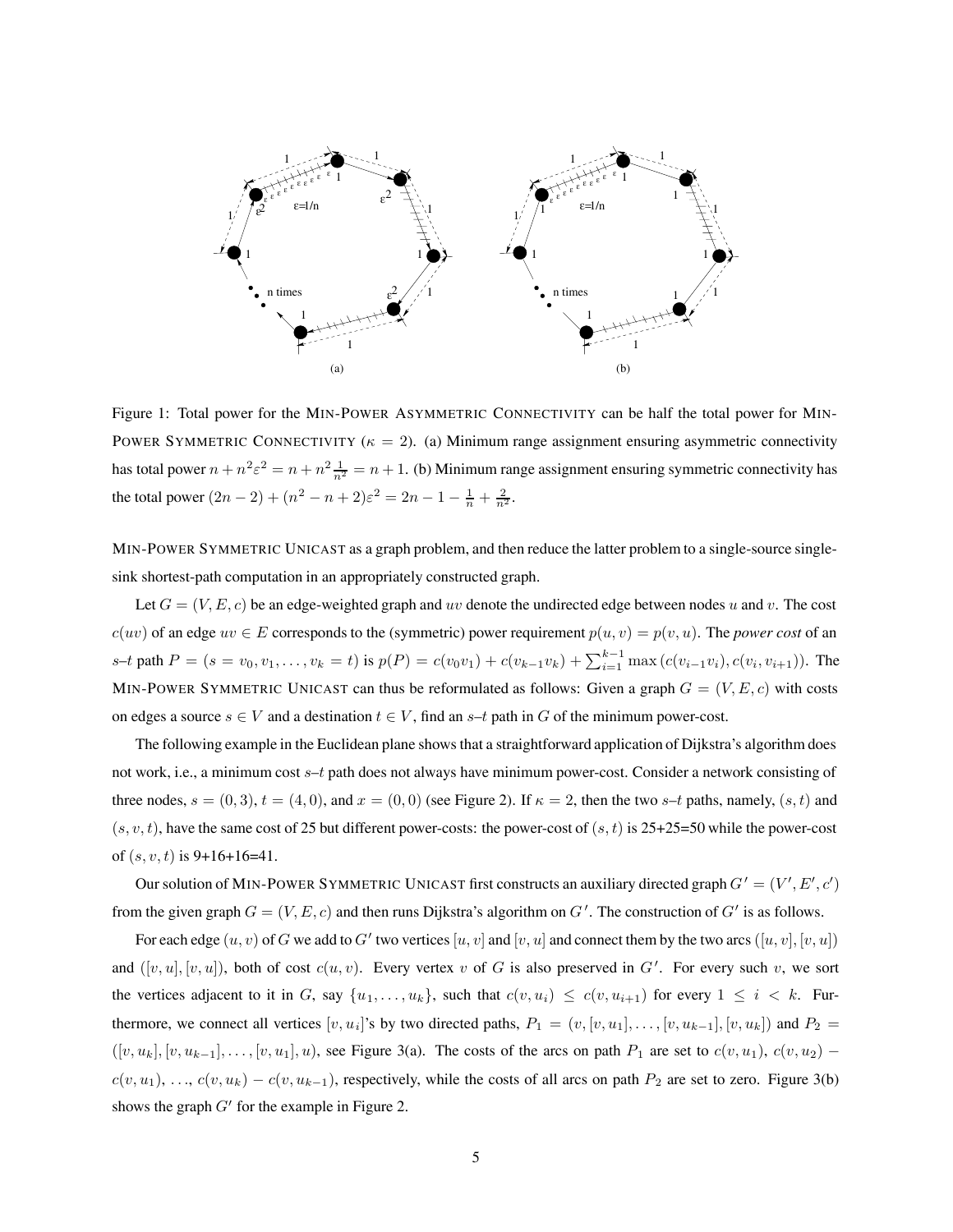1 1 1 ε ε ε ε ε ε ε ε ε 1 ε² ε² ε=1/n 1 1 1 1 1 n times ε² 1 1 1 (a)

1 1 1 ε ε ε ε ε ε ε ε ε 1 1 1 ε=1/n 1 1 1 1 1 n times 1 1 1 1 (b)

Figure 1: Total power for the MIN-POWER ASYMMETRIC CONNECTIVITY can be half the total power for MIN-POWER SYMMETRIC CONNECTIVITY ($\kappa = 2$). (a) Minimum range assignment ensuring asymmetric connectivity has total power $n + n^2\varepsilon^2 = n + n^2\frac{1}{n^2} = n + 1$. (b) Minimum range assignment ensuring symmetric connectivity has the total power $(2n - 2) + (n^2 - n + 2)\varepsilon^2 = 2n - 1 - \frac{1}{n} + \frac{2}{n^2}$.

MIN-POWER SYMMETRIC UNICAST as a graph problem, and then reduce the latter problem to a single-source single-sink shortest-path computation in an appropriately constructed graph.

Let $G = (V, E, c)$ be an edge-weighted graph and $uv$ denote the undirected edge between nodes $u$ and $v$. The cost $c(uv)$ of an edge $uv \in E$ corresponds to the (symmetric) power requirement $p(u, v) = p(v, u)$. The *power cost* of an $s$–$t$ path $P = (s = v_0, v_1, \ldots, v_k = t)$ is $p(P) = c(v_0v_1) + c(v_{k-1}v_k) + \sum_{i=1}^{k-1} \max(c(v_{i-1}v_i), c(v_i, v_{i+1}))$. The MIN-POWER SYMMETRIC UNICAST can thus be reformulated as follows: Given a graph $G = (V, E, c)$ with costs on edges a source $s \in V$ and a destination $t \in V$, find an $s$–$t$ path in $G$ of the minimum power-cost.

The following example in the Euclidean plane shows that a straightforward application of Dijkstra's algorithm does not work, i.e., a minimum cost $s$–$t$ path does not always have minimum power-cost. Consider a network consisting of three nodes, $s = (0, 3)$, $t = (4, 0)$, and $x = (0, 0)$ (see Figure 2). If $\kappa = 2$, then the two $s$–$t$ paths, namely, $(s, t)$ and $(s, v, t)$, have the same cost of 25 but different power-costs: the power-cost of $(s, t)$ is 25+25=50 while the power-cost of $(s, v, t)$ is 9+16+16=41.

Our solution of MIN-POWER SYMMETRIC UNICAST first constructs an auxiliary directed graph $G' = (V', E', c')$ from the given graph $G = (V, E, c)$ and then runs Dijkstra's algorithm on $G'$. The construction of $G'$ is as follows.

For each edge $(u, v)$ of $G$ we add to $G'$ two vertices $[u, v]$ and $[v, u]$ and connect them by the two arcs $([u, v], [v, u])$ and $([v, u], [v, u])$, both of cost $c(u, v)$. Every vertex $v$ of $G$ is also preserved in $G'$. For every such $v$, we sort the vertices adjacent to it in $G$, say $\{u_1, \ldots, u_k\}$, such that $c(v, u_i) \le c(v, u_{i+1})$ for every $1 \le i < k$. Furthermore, we connect all vertices $[v, u_i]$'s by two directed paths, $P_1 = (v, [v, u_1], \ldots, [v, u_{k-1}], [v, u_k])$ and $P_2 = ([v, u_k], [v, u_{k-1}], \ldots, [v, u_1], u)$, see Figure 3(a). The costs of the arcs on path $P_1$ are set to $c(v, u_1)$, $c(v, u_2) - c(v, u_1)$, $\ldots$, $c(v, u_k) - c(v, u_{k-1})$, respectively, while the costs of all arcs on path $P_2$ are set to zero. Figure 3(b) shows the graph $G'$ for the example in Figure 2.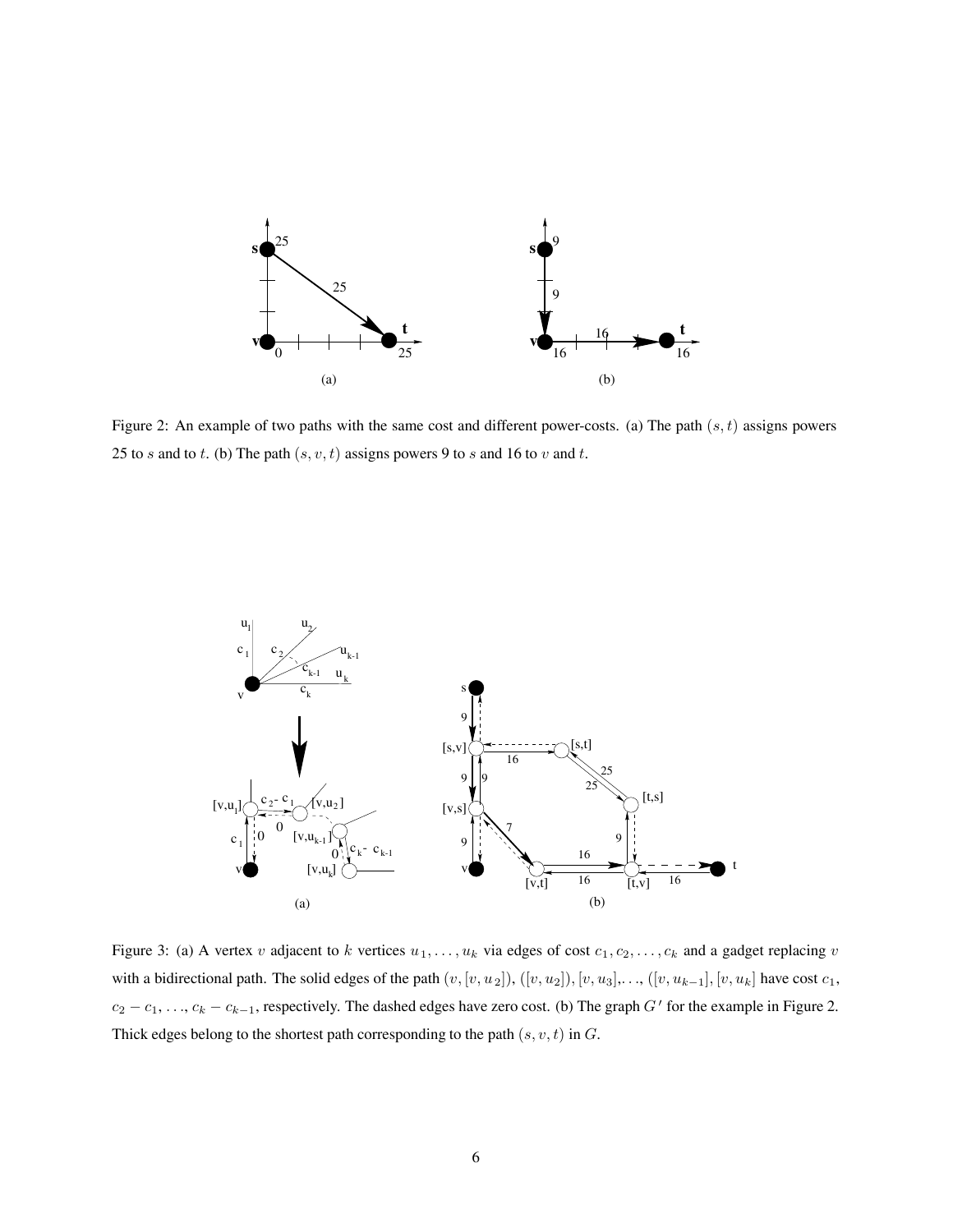s
25
25
v
0
t
25
(a)

s
9
9
v
16
16
t
16
(b)

Figure 2: An example of two paths with the same cost and different power-costs. (a) The path $(s, t)$ assigns powers 25 to $s$ and to $t$. (b) The path $(s, v, t)$ assigns powers 9 to $s$ and 16 to $v$ and $t$.

$u_1$
$u_2$
$c_1$
$c_2$
$u_{k-1}$
$c_{k-1}$
$u_k$
$c_k$
v
$[v,u_1]$
$c_2 - c_1$
$[v,u_2]$
0
$[v,u_{k-1}]$
$c_1$
0
$c_k - c_{k-1}$
0
$[v,u_k]$
v
(a)

s
9
[s,v]
16
[s,t]
25
25
[t,s]
9
9
[v,s]
9
7
9
16
v
[v,t]
16
[t,v]
16
t
(b)

Figure 3: (a) A vertex $v$ adjacent to $k$ vertices $u_1, \ldots, u_k$ via edges of cost $c_1, c_2, \ldots, c_k$ and a gadget replacing $v$ with a bidirectional path. The solid edges of the path $(v, [v, u_2])$, $([v, u_2]), [v, u_3], \ldots, ([v, u_{k-1}], [v, u_k]$ have cost $c_1$, $c_2 - c_1, \ldots, c_k - c_{k-1}$, respectively. The dashed edges have zero cost. (b) The graph $G'$ for the example in Figure 2. Thick edges belong to the shortest path corresponding to the path $(s, v, t)$ in $G$.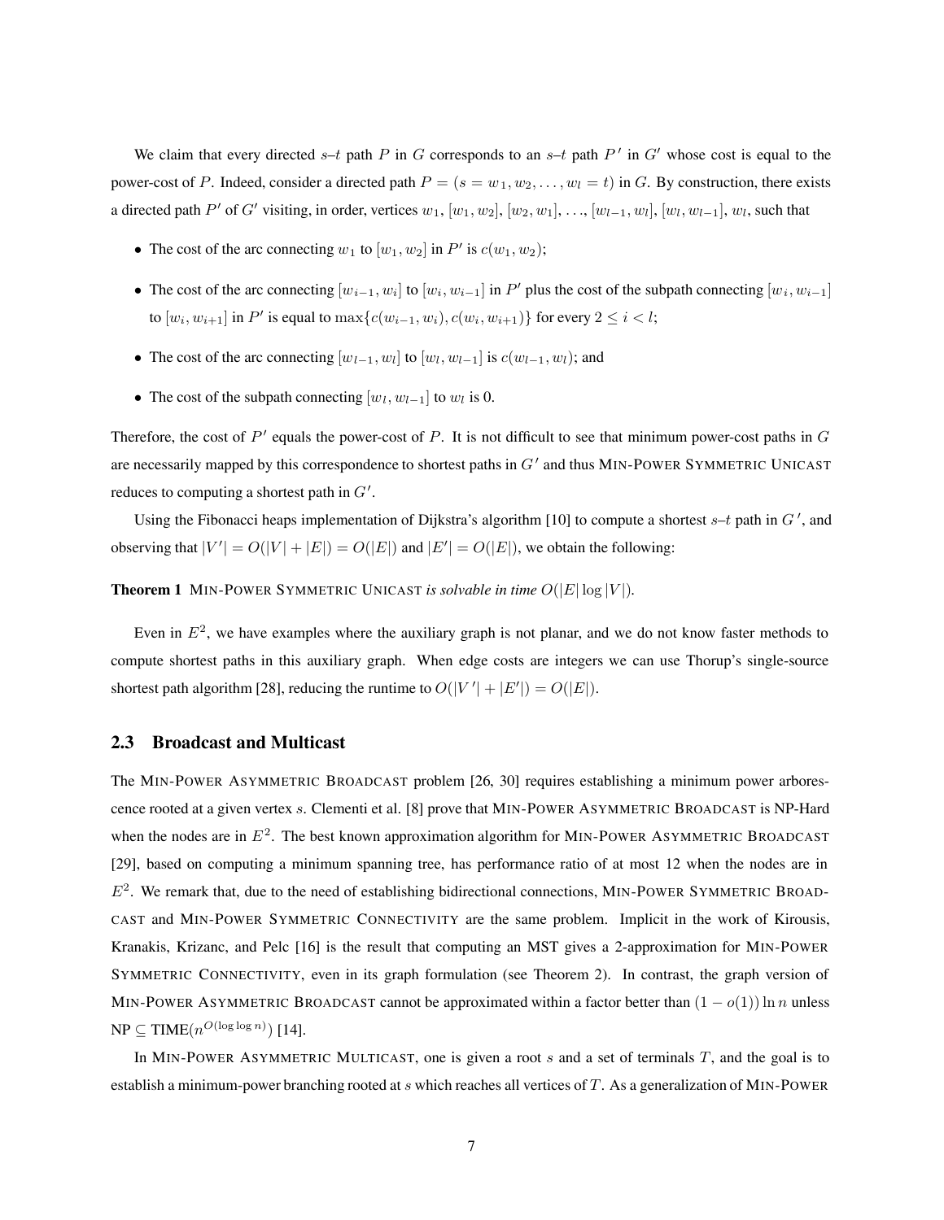We claim that every directed $s$–$t$ path $P$ in $G$ corresponds to an $s$–$t$ path $P'$ in $G'$ whose cost is equal to the power-cost of $P$. Indeed, consider a directed path $P = (s = w_1, w_2, \ldots, w_l = t)$ in $G$. By construction, there exists a directed path $P'$ of $G'$ visiting, in order, vertices $w_1$, $[w_1, w_2]$, $[w_2, w_1]$, ..., $[w_{l-1}, w_l]$, $[w_l, w_{l-1}]$, $w_l$, such that

- The cost of the arc connecting $w_1$ to $[w_1, w_2]$ in $P'$ is $c(w_1, w_2)$;
- The cost of the arc connecting $[w_{i-1}, w_i]$ to $[w_i, w_{i-1}]$ in $P'$ plus the cost of the subpath connecting $[w_i, w_{i-1}]$ to $[w_i, w_{i+1}]$ in $P'$ is equal to $\max\{c(w_{i-1}, w_i), c(w_i, w_{i+1})\}$ for every $2 \le i < l$;
- The cost of the arc connecting $[w_{l-1}, w_l]$ to $[w_l, w_{l-1}]$ is $c(w_{l-1}, w_l)$; and
- The cost of the subpath connecting $[w_l, w_{l-1}]$ to $w_l$ is 0.

Therefore, the cost of $P'$ equals the power-cost of $P$. It is not difficult to see that minimum power-cost paths in $G$ are necessarily mapped by this correspondence to shortest paths in $G'$ and thus MIN-POWER SYMMETRIC UNICAST reduces to computing a shortest path in $G'$.

Using the Fibonacci heaps implementation of Dijkstra's algorithm [10] to compute a shortest $s$–$t$ path in $G'$, and observing that $|V'| = O(|V| + |E|) = O(|E|)$ and $|E'| = O(|E|)$, we obtain the following:

**Theorem 1** MIN-POWER SYMMETRIC UNICAST *is solvable in time* $O(|E| \log |V|)$.

Even in $E^2$, we have examples where the auxiliary graph is not planar, and we do not know faster methods to compute shortest paths in this auxiliary graph. When edge costs are integers we can use Thorup's single-source shortest path algorithm [28], reducing the runtime to $O(|V'| + |E'|) = O(|E|)$.

### 2.3 Broadcast and Multicast

The MIN-POWER ASYMMETRIC BROADCAST problem [26, 30] requires establishing a minimum power arborescence rooted at a given vertex $s$. Clementi et al. [8] prove that MIN-POWER ASYMMETRIC BROADCAST is NP-Hard when the nodes are in $E^2$. The best known approximation algorithm for MIN-POWER ASYMMETRIC BROADCAST [29], based on computing a minimum spanning tree, has performance ratio of at most 12 when the nodes are in $E^2$. We remark that, due to the need of establishing bidirectional connections, MIN-POWER SYMMETRIC BROADCAST and MIN-POWER SYMMETRIC CONNECTIVITY are the same problem. Implicit in the work of Kirousis, Kranakis, Krizanc, and Pelc [16] is the result that computing an MST gives a 2-approximation for MIN-POWER SYMMETRIC CONNECTIVITY, even in its graph formulation (see Theorem 2). In contrast, the graph version of MIN-POWER ASYMMETRIC BROADCAST cannot be approximated within a factor better than $(1 - o(1)) \ln n$ unless NP $\subseteq$ TIME$(n^{O(\log \log n)})$ [14].

In MIN-POWER ASYMMETRIC MULTICAST, one is given a root $s$ and a set of terminals $T$, and the goal is to establish a minimum-power branching rooted at $s$ which reaches all vertices of $T$. As a generalization of MIN-POWER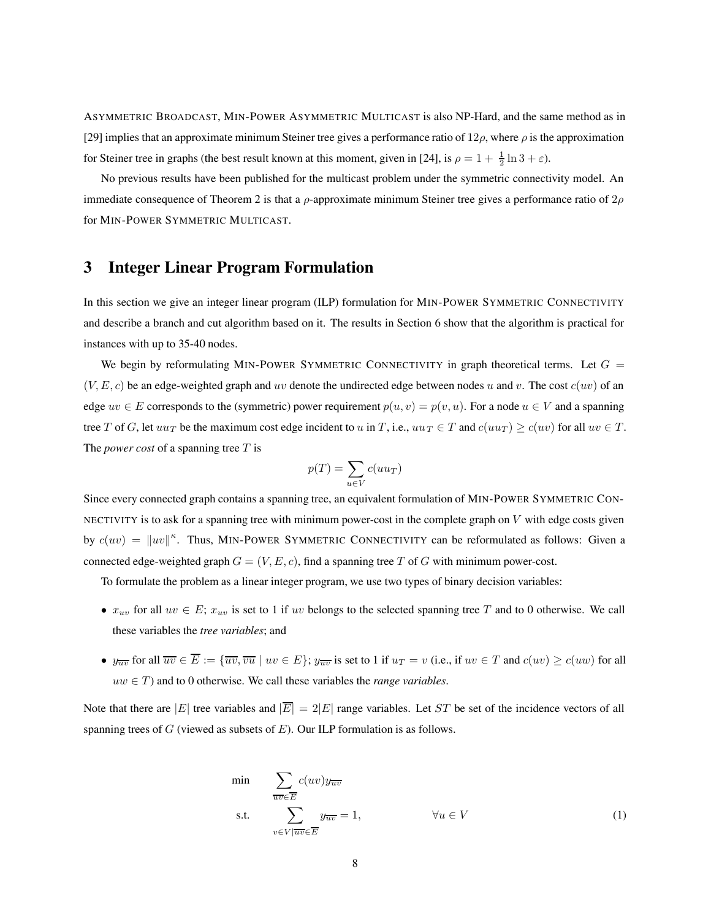ASYMMETRIC BROADCAST, MIN-POWER ASYMMETRIC MULTICAST is also NP-Hard, and the same method as in [29] implies that an approximate minimum Steiner tree gives a performance ratio of $12\rho$, where $\rho$ is the approximation for Steiner tree in graphs (the best result known at this moment, given in [24], is $\rho = 1 + \frac{1}{2}\ln 3 + \varepsilon$).

No previous results have been published for the multicast problem under the symmetric connectivity model. An immediate consequence of Theorem 2 is that a $\rho$-approximate minimum Steiner tree gives a performance ratio of $2\rho$ for MIN-POWER SYMMETRIC MULTICAST.

## 3 Integer Linear Program Formulation

In this section we give an integer linear program (ILP) formulation for MIN-POWER SYMMETRIC CONNECTIVITY and describe a branch and cut algorithm based on it. The results in Section 6 show that the algorithm is practical for instances with up to 35-40 nodes.

We begin by reformulating MIN-POWER SYMMETRIC CONNECTIVITY in graph theoretical terms. Let $G = (V, E, c)$ be an edge-weighted graph and $uv$ denote the undirected edge between nodes $u$ and $v$. The cost $c(uv)$ of an edge $uv \in E$ corresponds to the (symmetric) power requirement $p(u,v) = p(v,u)$. For a node $u \in V$ and a spanning tree $T$ of $G$, let $uu_T$ be the maximum cost edge incident to $u$ in $T$, i.e., $uu_T \in T$ and $c(uu_T) \geq c(uv)$ for all $uv \in T$. The *power cost* of a spanning tree $T$ is

$$p(T) = \sum_{u \in V} c(uu_T)$$

Since every connected graph contains a spanning tree, an equivalent formulation of MIN-POWER SYMMETRIC CONNECTIVITY is to ask for a spanning tree with minimum power-cost in the complete graph on $V$ with edge costs given by $c(uv) = \|uv\|^\kappa$. Thus, MIN-POWER SYMMETRIC CONNECTIVITY can be reformulated as follows: Given a connected edge-weighted graph $G = (V, E, c)$, find a spanning tree $T$ of $G$ with minimum power-cost.

To formulate the problem as a linear integer program, we use two types of binary decision variables:

- $x_{uv}$ for all $uv \in E$; $x_{uv}$ is set to 1 if $uv$ belongs to the selected spanning tree $T$ and to 0 otherwise. We call these variables the *tree variables*; and
- $y_{\overline{uv}}$ for all $\overline{uv} \in \overline{E} := \{\overline{uv}, \overline{vu} \mid uv \in E\}$; $y_{\overline{uv}}$ is set to 1 if $u_T = v$ (i.e., if $uv \in T$ and $c(uv) \geq c(uw)$ for all $uw \in T$) and to 0 otherwise. We call these variables the *range variables*.

Note that there are $|E|$ tree variables and $|\overline{E}| = 2|E|$ range variables. Let $ST$ be set of the incidence vectors of all spanning trees of $G$ (viewed as subsets of $E$). Our ILP formulation is as follows.

$$\begin{aligned} \min \quad & \sum_{\overline{uv} \in \overline{E}} c(uv) y_{\overline{uv}} \\ \text{s.t.} \quad & \sum_{v \in V \mid \overline{uv} \in \overline{E}} y_{\overline{uv}} = 1, \qquad \forall u \in V \qquad (1) \end{aligned}$$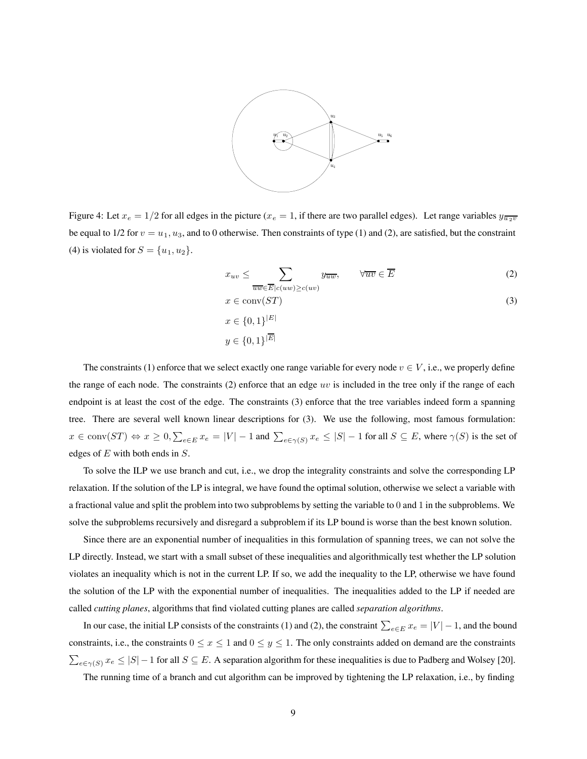Figure 4: Let $x_e = 1/2$ for all edges in the picture ($x_e = 1$, if there are two parallel edges). Let range variables $y_{\overline{u_2 v}}$ be equal to 1/2 for $v = u_1, u_3$, and to 0 otherwise. Then constraints of type (1) and (2), are satisfied, but the constraint (4) is violated for $S = \{u_1, u_2\}$.

$$x_{uv} \leq \sum_{\overline{uw} \in \overline{E} | c(uw) \geq c(uv)} y_{\overline{uw}}, \qquad \forall \overline{uv} \in \overline{E} \tag{2}$$

$$x \in \text{conv}(ST) \tag{3}$$

$$x \in \{0,1\}^{|E|}$$

$$y \in \{0,1\}^{|\overline{E}|}$$

The constraints (1) enforce that we select exactly one range variable for every node $v \in V$, i.e., we properly define the range of each node. The constraints (2) enforce that an edge $uv$ is included in the tree only if the range of each endpoint is at least the cost of the edge. The constraints (3) enforce that the tree variables indeed form a spanning tree. There are several well known linear descriptions for (3). We use the following, most famous formulation: $x \in \text{conv}(ST) \Leftrightarrow x \geq 0, \sum_{e \in E} x_e = |V| - 1$ and $\sum_{e \in \gamma(S)} x_e \leq |S| - 1$ for all $S \subseteq E$, where $\gamma(S)$ is the set of edges of $E$ with both ends in $S$.

To solve the ILP we use branch and cut, i.e., we drop the integrality constraints and solve the corresponding LP relaxation. If the solution of the LP is integral, we have found the optimal solution, otherwise we select a variable with a fractional value and split the problem into two subproblems by setting the variable to 0 and 1 in the subproblems. We solve the subproblems recursively and disregard a subproblem if its LP bound is worse than the best known solution.

Since there are an exponential number of inequalities in this formulation of spanning trees, we can not solve the LP directly. Instead, we start with a small subset of these inequalities and algorithmically test whether the LP solution violates an inequality which is not in the current LP. If so, we add the inequality to the LP, otherwise we have found the solution of the LP with the exponential number of inequalities. The inequalities added to the LP if needed are called *cutting planes*, algorithms that find violated cutting planes are called *separation algorithms*.

In our case, the initial LP consists of the constraints (1) and (2), the constraint $\sum_{e \in E} x_e = |V| - 1$, and the bound constraints, i.e., the constraints $0 \leq x \leq 1$ and $0 \leq y \leq 1$. The only constraints added on demand are the constraints $\sum_{e \in \gamma(S)} x_e \leq |S| - 1$ for all $S \subseteq E$. A separation algorithm for these inequalities is due to Padberg and Wolsey [20].

The running time of a branch and cut algorithm can be improved by tightening the LP relaxation, i.e., by finding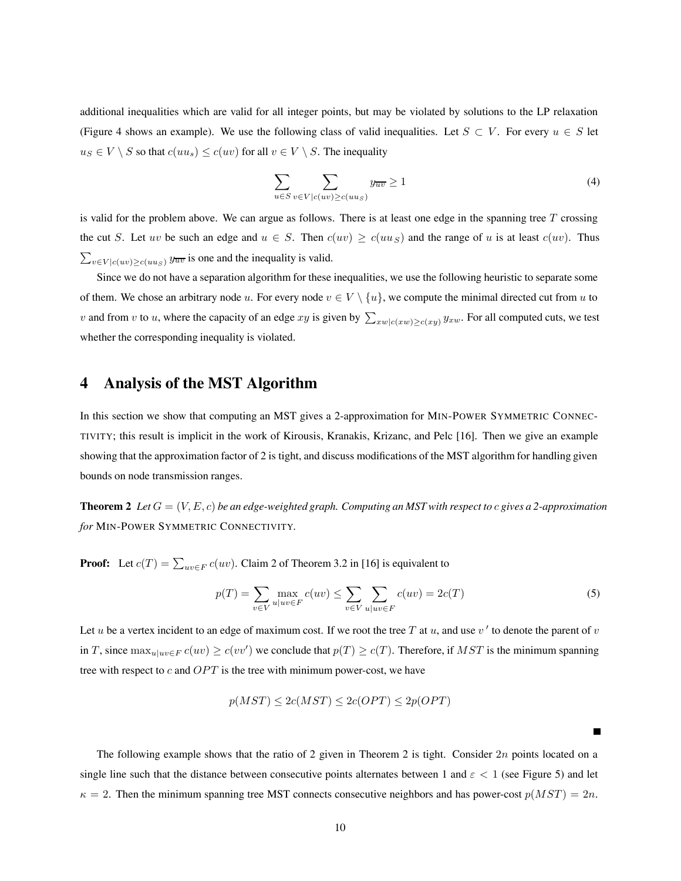additional inequalities which are valid for all integer points, but may be violated by solutions to the LP relaxation (Figure 4 shows an example). We use the following class of valid inequalities. Let $S \subset V$. For every $u \in S$ let $u_S \in V \setminus S$ so that $c(uu_s) \leq c(uv)$ for all $v \in V \setminus S$. The inequality

$$\sum_{u \in S} \sum_{v \in V | c(uv) \geq c(uu_S)} y_{\overline{uv}} \geq 1 \tag{4}$$

is valid for the problem above. We can argue as follows. There is at least one edge in the spanning tree $T$ crossing the cut $S$. Let $uv$ be such an edge and $u \in S$. Then $c(uv) \geq c(uu_S)$ and the range of $u$ is at least $c(uv)$. Thus $\sum_{v \in V | c(uv) \geq c(uu_S)} y_{\overline{uv}}$ is one and the inequality is valid.

Since we do not have a separation algorithm for these inequalities, we use the following heuristic to separate some of them. We chose an arbitrary node $u$. For every node $v \in V \setminus \{u\}$, we compute the minimal directed cut from $u$ to $v$ and from $v$ to $u$, where the capacity of an edge $xy$ is given by $\sum_{xw | c(xw) \geq c(xy)} y_{xw}$. For all computed cuts, we test whether the corresponding inequality is violated.

## 4 Analysis of the MST Algorithm

In this section we show that computing an MST gives a 2-approximation for MIN-POWER SYMMETRIC CONNECTIVITY; this result is implicit in the work of Kirousis, Kranakis, Krizanc, and Pelc [16]. Then we give an example showing that the approximation factor of 2 is tight, and discuss modifications of the MST algorithm for handling given bounds on node transmission ranges.

**Theorem 2** *Let $G = (V, E, c)$ be an edge-weighted graph. Computing an MST with respect to $c$ gives a 2-approximation for* MIN-POWER SYMMETRIC CONNECTIVITY.

**Proof:** Let $c(T) = \sum_{uv \in F} c(uv)$. Claim 2 of Theorem 3.2 in [16] is equivalent to

$$p(T) = \sum_{v \in V} \max_{u | uv \in F} c(uv) \leq \sum_{v \in V} \sum_{u | uv \in F} c(uv) = 2c(T) \tag{5}$$

Let $u$ be a vertex incident to an edge of maximum cost. If we root the tree $T$ at $u$, and use $v'$ to denote the parent of $v$ in $T$, since $\max_{u | uv \in F} c(uv) \geq c(vv')$ we conclude that $p(T) \geq c(T)$. Therefore, if $MST$ is the minimum spanning tree with respect to $c$ and $OPT$ is the tree with minimum power-cost, we have

$$p(MST) \leq 2c(MST) \leq 2c(OPT) \leq 2p(OPT)$$

■

The following example shows that the ratio of 2 given in Theorem 2 is tight. Consider $2n$ points located on a single line such that the distance between consecutive points alternates between 1 and $\varepsilon < 1$ (see Figure 5) and let $\kappa = 2$. Then the minimum spanning tree MST connects consecutive neighbors and has power-cost $p(MST) = 2n$.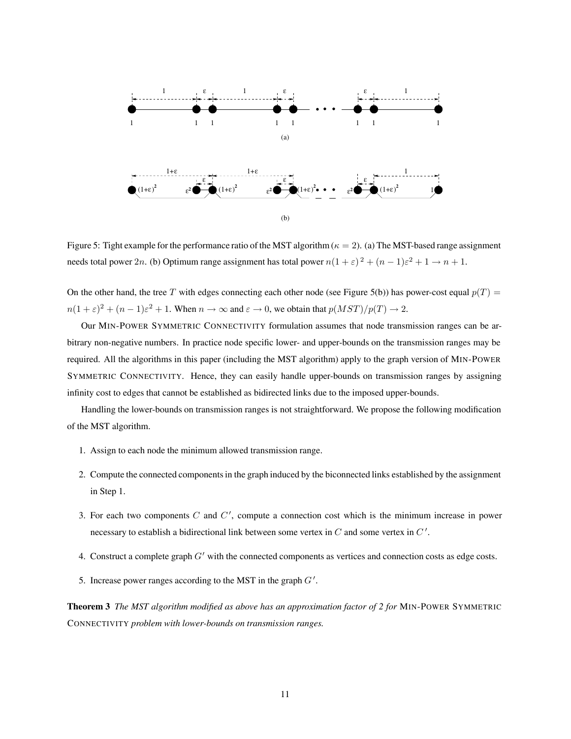Figure 5: Tight example for the performance ratio of the MST algorithm ($\kappa = 2$). (a) The MST-based range assignment needs total power $2n$. (b) Optimum range assignment has total power $n(1+\varepsilon)^2 + (n-1)\varepsilon^2 + 1 \to n+1$.

On the other hand, the tree $T$ with edges connecting each other node (see Figure 5(b)) has power-cost equal $p(T) = n(1+\varepsilon)^2 + (n-1)\varepsilon^2 + 1$. When $n \to \infty$ and $\varepsilon \to 0$, we obtain that $p(MST)/p(T) \to 2$.

Our MIN-POWER SYMMETRIC CONNECTIVITY formulation assumes that node transmission ranges can be arbitrary non-negative numbers. In practice node specific lower- and upper-bounds on the transmission ranges may be required. All the algorithms in this paper (including the MST algorithm) apply to the graph version of MIN-POWER SYMMETRIC CONNECTIVITY. Hence, they can easily handle upper-bounds on transmission ranges by assigning infinity cost to edges that cannot be established as bidirected links due to the imposed upper-bounds.

Handling the lower-bounds on transmission ranges is not straightforward. We propose the following modification of the MST algorithm.

1. Assign to each node the minimum allowed transmission range.
2. Compute the connected components in the graph induced by the biconnected links established by the assignment in Step 1.
3. For each two components $C$ and $C'$, compute a connection cost which is the minimum increase in power necessary to establish a bidirectional link between some vertex in $C$ and some vertex in $C'$.
4. Construct a complete graph $G'$ with the connected components as vertices and connection costs as edge costs.
5. Increase power ranges according to the MST in the graph $G'$.

**Theorem 3** *The MST algorithm modified as above has an approximation factor of 2 for* MIN-POWER SYMMETRIC CONNECTIVITY *problem with lower-bounds on transmission ranges.*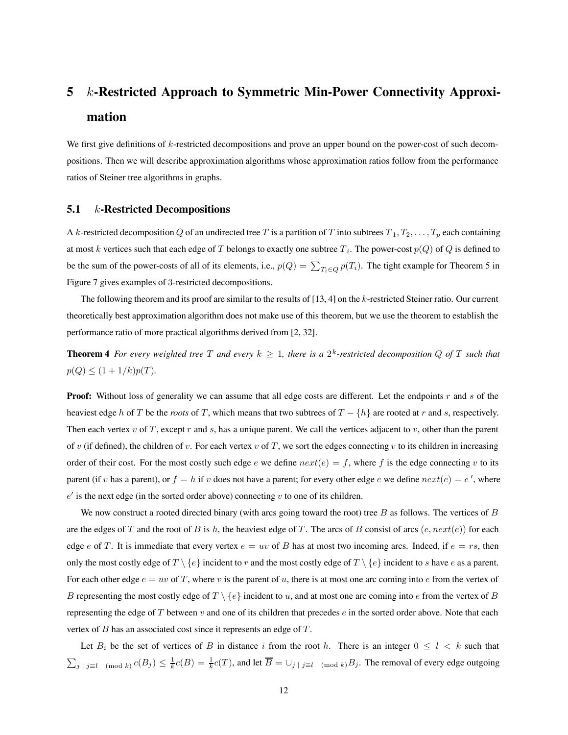# 5 $k$-Restricted Approach to Symmetric Min-Power Connectivity Approximation

We first give definitions of $k$-restricted decompositions and prove an upper bound on the power-cost of such decompositions. Then we will describe approximation algorithms whose approximation ratios follow from the performance ratios of Steiner tree algorithms in graphs.

## 5.1 $k$-Restricted Decompositions

A $k$-restricted decomposition $Q$ of an undirected tree $T$ is a partition of $T$ into subtrees $T_1, T_2, \ldots, T_p$ each containing at most $k$ vertices such that each edge of $T$ belongs to exactly one subtree $T_i$. The power-cost $p(Q)$ of $Q$ is defined to be the sum of the power-costs of all of its elements, i.e., $p(Q) = \sum_{T_i \in Q} p(T_i)$. The tight example for Theorem 5 in Figure 7 gives examples of 3-restricted decompositions.

The following theorem and its proof are similar to the results of [13, 4] on the $k$-restricted Steiner ratio. Our current theoretically best approximation algorithm does not make use of this theorem, but we use the theorem to establish the performance ratio of more practical algorithms derived from [2, 32].

**Theorem 4** *For every weighted tree $T$ and every $k \geq 1$, there is a $2^k$-restricted decomposition $Q$ of $T$ such that $p(Q) \leq (1 + 1/k)p(T)$.*

**Proof:** Without loss of generality we can assume that all edge costs are different. Let the endpoints $r$ and $s$ of the heaviest edge $h$ of $T$ be the *roots* of $T$, which means that two subtrees of $T - \{h\}$ are rooted at $r$ and $s$, respectively. Then each vertex $v$ of $T$, except $r$ and $s$, has a unique parent. We call the vertices adjacent to $v$, other than the parent of $v$ (if defined), the children of $v$. For each vertex $v$ of $T$, we sort the edges connecting $v$ to its children in increasing order of their cost. For the most costly such edge $e$ we define $next(e) = f$, where $f$ is the edge connecting $v$ to its parent (if $v$ has a parent), or $f = h$ if $v$ does not have a parent; for every other edge $e$ we define $next(e) = e'$, where $e'$ is the next edge (in the sorted order above) connecting $v$ to one of its children.

We now construct a rooted directed binary (with arcs going toward the root) tree $B$ as follows. The vertices of $B$ are the edges of $T$ and the root of $B$ is $h$, the heaviest edge of $T$. The arcs of $B$ consist of arcs $(e, next(e))$ for each edge $e$ of $T$. It is immediate that every vertex $e = uv$ of $B$ has at most two incoming arcs. Indeed, if $e = rs$, then only the most costly edge of $T \setminus \{e\}$ incident to $r$ and the most costly edge of $T \setminus \{e\}$ incident to $s$ have $e$ as a parent. For each other edge $e = uv$ of $T$, where $v$ is the parent of $u$, there is at most one arc coming into $e$ from the vertex of $B$ representing the most costly edge of $T \setminus \{e\}$ incident to $u$, and at most one arc coming into $e$ from the vertex of $B$ representing the edge of $T$ between $v$ and one of its children that precedes $e$ in the sorted order above. Note that each vertex of $B$ has an associated cost since it represents an edge of $T$.

Let $B_i$ be the set of vertices of $B$ in distance $i$ from the root $h$. There is an integer $0 \leq l < k$ such that $\sum_{j \mid j \equiv l \pmod{k}} c(B_j) \leq \frac{1}{k}c(B) = \frac{1}{k}c(T)$, and let $\overline{B} = \cup_{j \mid j \equiv l \pmod{k}} B_j$. The removal of every edge outgoing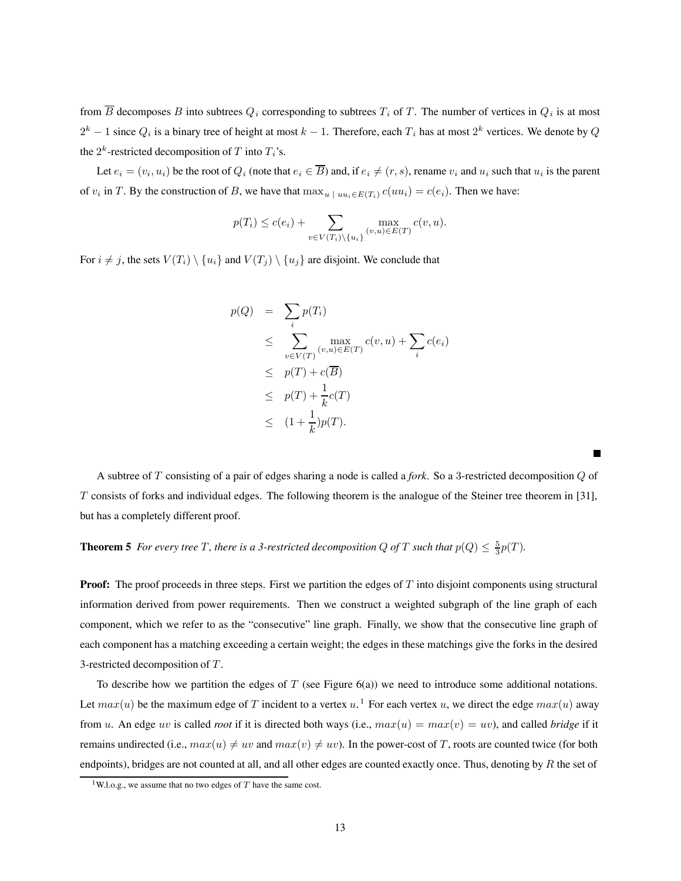from $\overline{B}$ decomposes $B$ into subtrees $Q_i$ corresponding to subtrees $T_i$ of $T$. The number of vertices in $Q_i$ is at most $2^k - 1$ since $Q_i$ is a binary tree of height at most $k-1$. Therefore, each $T_i$ has at most $2^k$ vertices. We denote by $Q$ the $2^k$-restricted decomposition of $T$ into $T_i$'s.

Let $e_i = (v_i, u_i)$ be the root of $Q_i$ (note that $e_i \in \overline{B}$) and, if $e_i \neq (r, s)$, rename $v_i$ and $u_i$ such that $u_i$ is the parent of $v_i$ in $T$. By the construction of $B$, we have that $\max_{u \mid uu_i \in E(T_i)} c(uu_i) = c(e_i)$. Then we have:

$$p(T_i) \leq c(e_i) + \sum_{v \in V(T_i) \setminus \{u_i\}} \max_{(v,u) \in E(T)} c(v, u).$$

For $i \neq j$, the sets $V(T_i) \setminus \{u_i\}$ and $V(T_j) \setminus \{u_j\}$ are disjoint. We conclude that

$$\begin{aligned}
p(Q) &= \sum_i p(T_i) \\
&\leq \sum_{v \in V(T)} \max_{(v,u) \in E(T)} c(v, u) + \sum_i c(e_i) \\
&\leq p(T) + c(\overline{B}) \\
&\leq p(T) + \frac{1}{k} c(T) \\
&\leq (1 + \frac{1}{k}) p(T).
\end{aligned}$$

■

A subtree of $T$ consisting of a pair of edges sharing a node is called a *fork*. So a 3-restricted decomposition $Q$ of $T$ consists of forks and individual edges. The following theorem is the analogue of the Steiner tree theorem in [31], but has a completely different proof.

**Theorem 5** *For every tree $T$, there is a 3-restricted decomposition $Q$ of $T$ such that $p(Q) \leq \frac{5}{3} p(T)$.*

**Proof:** The proof proceeds in three steps. First we partition the edges of $T$ into disjoint components using structural information derived from power requirements. Then we construct a weighted subgraph of the line graph of each component, which we refer to as the "consecutive" line graph. Finally, we show that the consecutive line graph of each component has a matching exceeding a certain weight; the edges in these matchings give the forks in the desired 3-restricted decomposition of $T$.

To describe how we partition the edges of $T$ (see Figure 6(a)) we need to introduce some additional notations. Let $max(u)$ be the maximum edge of $T$ incident to a vertex $u$.[1] For each vertex $u$, we direct the edge $max(u)$ away from $u$. An edge $uv$ is called *root* if it is directed both ways (i.e., $max(u) = max(v) = uv$), and called *bridge* if it remains undirected (i.e., $max(u) \neq uv$ and $max(v) \neq uv$). In the power-cost of $T$, roots are counted twice (for both endpoints), bridges are not counted at all, and all other edges are counted exactly once. Thus, denoting by $R$ the set of

[1] W.l.o.g., we assume that no two edges of $T$ have the same cost.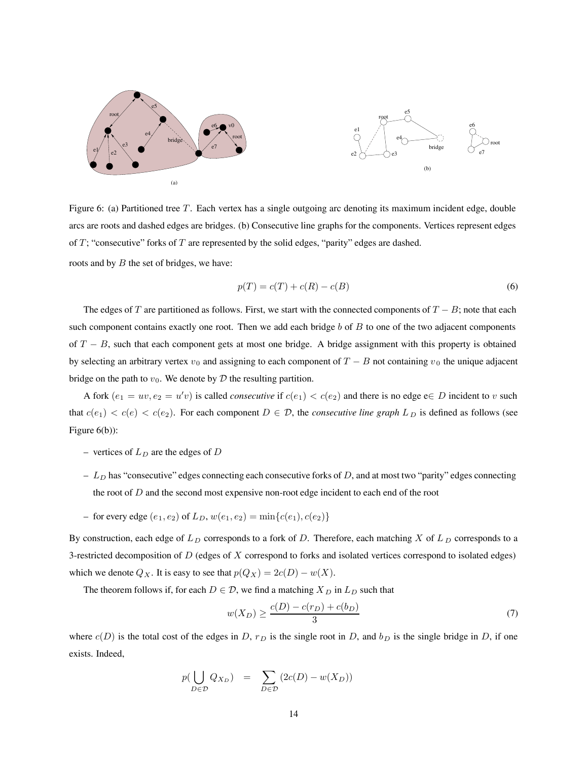(a)

(b)

Figure 6: (a) Partitioned tree $T$. Each vertex has a single outgoing arc denoting its maximum incident edge, double arcs are roots and dashed edges are bridges. (b) Consecutive line graphs for the components. Vertices represent edges of $T$; "consecutive" forks of $T$ are represented by the solid edges, "parity" edges are dashed.

roots and by $B$ the set of bridges, we have:

$$p(T) = c(T) + c(R) - c(B) \tag{6}$$

The edges of $T$ are partitioned as follows. First, we start with the connected components of $T - B$; note that each such component contains exactly one root. Then we add each bridge $b$ of $B$ to one of the two adjacent components of $T - B$, such that each component gets at most one bridge. A bridge assignment with this property is obtained by selecting an arbitrary vertex $v_0$ and assigning to each component of $T - B$ not containing $v_0$ the unique adjacent bridge on the path to $v_0$. We denote by $\mathcal{D}$ the resulting partition.

A fork $(e_1 = uv, e_2 = u'v)$ is called *consecutive* if $c(e_1) < c(e_2)$ and there is no edge e$\in$ $D$ incident to $v$ such that $c(e_1) < c(e) < c(e_2)$. For each component $D \in \mathcal{D}$, the *consecutive line graph* $L_D$ is defined as follows (see Figure 6(b)):

- vertices of $L_D$ are the edges of $D$
- $L_D$ has "consecutive" edges connecting each consecutive forks of $D$, and at most two "parity" edges connecting the root of $D$ and the second most expensive non-root edge incident to each end of the root
- for every edge $(e_1, e_2)$ of $L_D$, $w(e_1, e_2) = \min\{c(e_1), c(e_2)\}$

By construction, each edge of $L_D$ corresponds to a fork of $D$. Therefore, each matching $X$ of $L_D$ corresponds to a 3-restricted decomposition of $D$ (edges of $X$ correspond to forks and isolated vertices correspond to isolated edges) which we denote $Q_X$. It is easy to see that $p(Q_X) = 2c(D) - w(X)$.

The theorem follows if, for each $D \in \mathcal{D}$, we find a matching $X_D$ in $L_D$ such that

$$w(X_D) \geq \frac{c(D) - c(r_D) + c(b_D)}{3} \tag{7}$$

where $c(D)$ is the total cost of the edges in $D$, $r_D$ is the single root in $D$, and $b_D$ is the single bridge in $D$, if one exists. Indeed,

$$p(\bigcup_{D \in \mathcal{D}} Q_{X_D}) = \sum_{D \in \mathcal{D}} (2c(D) - w(X_D))$$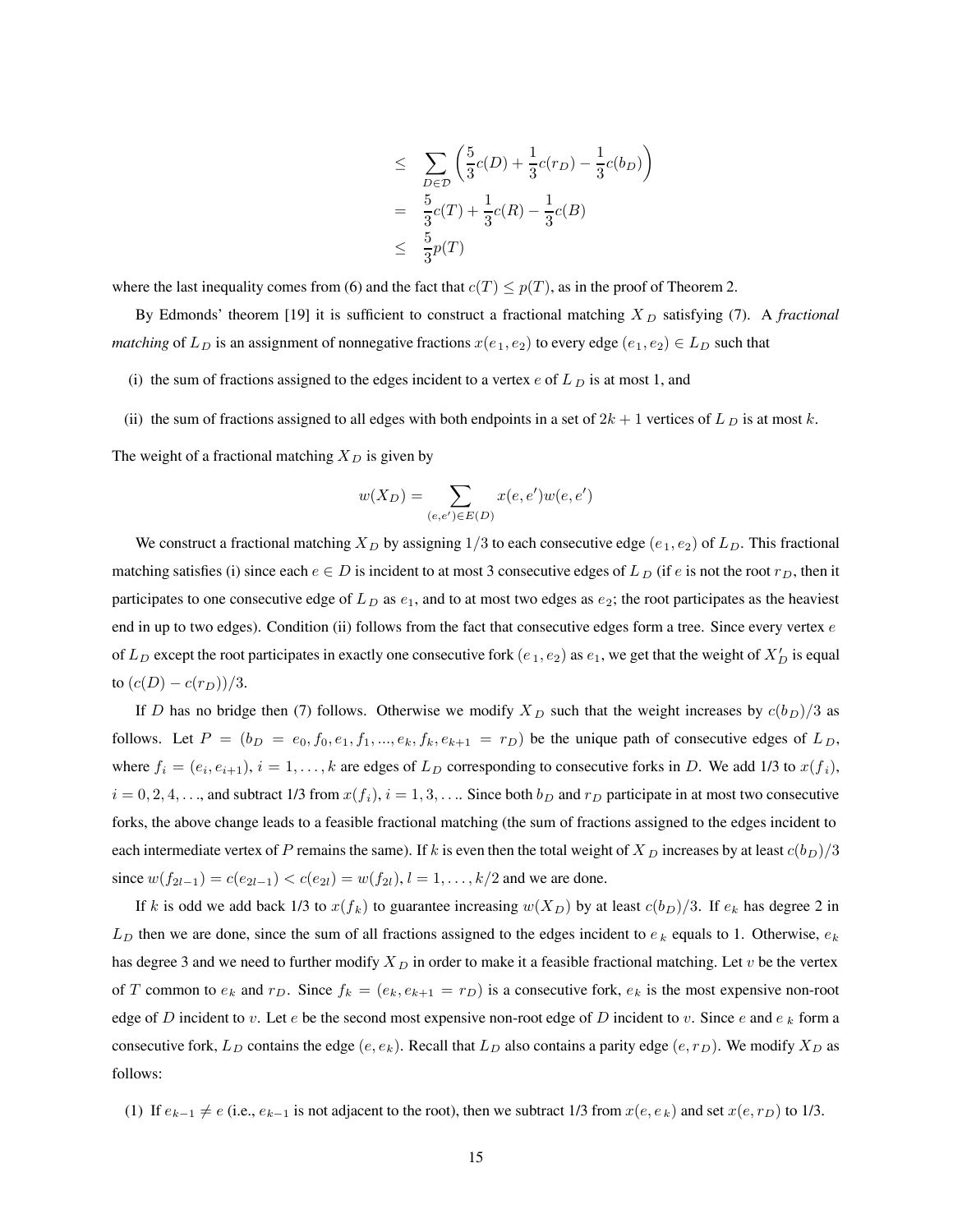$$
\begin{aligned}
&\leq \sum_{D \in \mathcal{D}} \left( \frac{5}{3} c(D) + \frac{1}{3} c(r_D) - \frac{1}{3} c(b_D) \right) \\
&= \frac{5}{3} c(T) + \frac{1}{3} c(R) - \frac{1}{3} c(B) \\
&\leq \frac{5}{3} p(T)
\end{aligned}
$$

where the last inequality comes from (6) and the fact that $c(T) \leq p(T)$, as in the proof of Theorem 2.

By Edmonds' theorem [19] it is sufficient to construct a fractional matching $X_D$ satisfying (7). A *fractional matching* of $L_D$ is an assignment of nonnegative fractions $x(e_1, e_2)$ to every edge $(e_1, e_2) \in L_D$ such that

(i) the sum of fractions assigned to the edges incident to a vertex $e$ of $L_D$ is at most 1, and

(ii) the sum of fractions assigned to all edges with both endpoints in a set of $2k+1$ vertices of $L_D$ is at most $k$.

The weight of a fractional matching $X_D$ is given by

$$
w(X_D) = \sum_{(e,e') \in E(D)} x(e, e') w(e, e')
$$

We construct a fractional matching $X_D$ by assigning $1/3$ to each consecutive edge $(e_1, e_2)$ of $L_D$. This fractional matching satisfies (i) since each $e \in D$ is incident to at most 3 consecutive edges of $L_D$ (if $e$ is not the root $r_D$, then it participates to one consecutive edge of $L_D$ as $e_1$, and to at most two edges as $e_2$; the root participates as the heaviest end in up to two edges). Condition (ii) follows from the fact that consecutive edges form a tree. Since every vertex $e$ of $L_D$ except the root participates in exactly one consecutive fork $(e_1, e_2)$ as $e_1$, we get that the weight of $X'_D$ is equal to $(c(D) - c(r_D))/3$.

If $D$ has no bridge then (7) follows. Otherwise we modify $X_D$ such that the weight increases by $c(b_D)/3$ as follows. Let $P = (b_D = e_0, f_0, e_1, f_1, ..., e_k, f_k, e_{k+1} = r_D)$ be the unique path of consecutive edges of $L_D$, where $f_i = (e_i, e_{i+1})$, $i = 1, \ldots, k$ are edges of $L_D$ corresponding to consecutive forks in $D$. We add 1/3 to $x(f_i)$, $i = 0, 2, 4, \ldots$, and subtract 1/3 from $x(f_i)$, $i = 1, 3, \ldots$. Since both $b_D$ and $r_D$ participate in at most two consecutive forks, the above change leads to a feasible fractional matching (the sum of fractions assigned to the edges incident to each intermediate vertex of $P$ remains the same). If $k$ is even then the total weight of $X_D$ increases by at least $c(b_D)/3$ since $w(f_{2l-1}) = c(e_{2l-1}) < c(e_{2l}) = w(f_{2l})$, $l = 1, \ldots, k/2$ and we are done.

If $k$ is odd we add back 1/3 to $x(f_k)$ to guarantee increasing $w(X_D)$ by at least $c(b_D)/3$. If $e_k$ has degree 2 in $L_D$ then we are done, since the sum of all fractions assigned to the edges incident to $e_k$ equals to 1. Otherwise, $e_k$ has degree 3 and we need to further modify $X_D$ in order to make it a feasible fractional matching. Let $v$ be the vertex of $T$ common to $e_k$ and $r_D$. Since $f_k = (e_k, e_{k+1} = r_D)$ is a consecutive fork, $e_k$ is the most expensive non-root edge of $D$ incident to $v$. Let $e$ be the second most expensive non-root edge of $D$ incident to $v$. Since $e$ and $e_k$ form a consecutive fork, $L_D$ contains the edge $(e, e_k)$. Recall that $L_D$ also contains a parity edge $(e, r_D)$. We modify $X_D$ as follows:

(1) If $e_{k-1} \neq e$ (i.e., $e_{k-1}$ is not adjacent to the root), then we subtract 1/3 from $x(e, e_k)$ and set $x(e, r_D)$ to 1/3.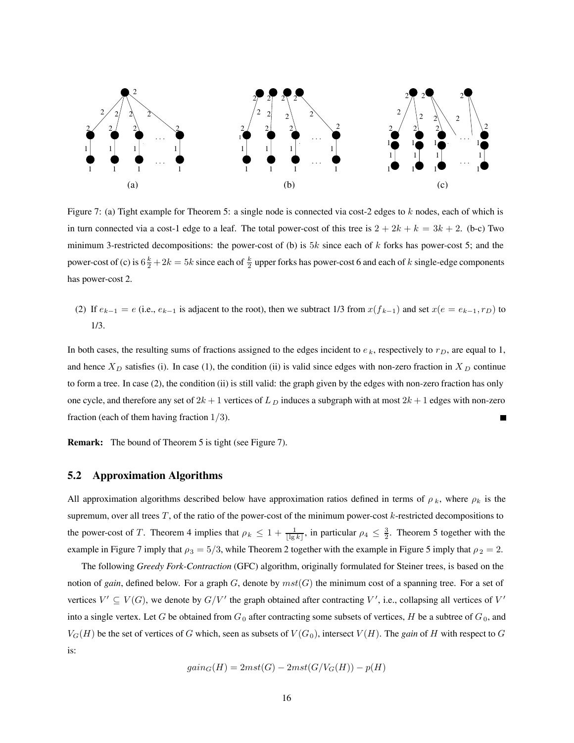(a) (b) (c)

Figure 7: (a) Tight example for Theorem 5: a single node is connected via cost-2 edges to $k$ nodes, each of which is in turn connected via a cost-1 edge to a leaf. The total power-cost of this tree is $2 + 2k + k = 3k + 2$. (b-c) Two minimum 3-restricted decompositions: the power-cost of (b) is $5k$ since each of $k$ forks has power-cost 5; and the power-cost of (c) is $6\frac{k}{2} + 2k = 5k$ since each of $\frac{k}{2}$ upper forks has power-cost 6 and each of $k$ single-edge components has power-cost 2.

(2) If $e_{k-1} = e$ (i.e., $e_{k-1}$ is adjacent to the root), then we subtract 1/3 from $x(f_{k-1})$ and set $x(e = e_{k-1}, r_D)$ to 1/3.

In both cases, the resulting sums of fractions assigned to the edges incident to $e_k$, respectively to $r_D$, are equal to 1, and hence $X_D$ satisfies (i). In case (1), the condition (ii) is valid since edges with non-zero fraction in $X_D$ continue to form a tree. In case (2), the condition (ii) is still valid: the graph given by the edges with non-zero fraction has only one cycle, and therefore any set of $2k+1$ vertices of $L_D$ induces a subgraph with at most $2k+1$ edges with non-zero fraction (each of them having fraction $1/3$). ∎

**Remark:** The bound of Theorem 5 is tight (see Figure 7).

## 5.2 Approximation Algorithms

All approximation algorithms described below have approximation ratios defined in terms of $\rho_k$, where $\rho_k$ is the supremum, over all trees $T$, of the ratio of the power-cost of the minimum power-cost $k$-restricted decompositions to the power-cost of $T$. Theorem 4 implies that $\rho_k \leq 1 + \frac{1}{\lfloor \lg k \rfloor}$, in particular $\rho_4 \leq \frac{3}{2}$. Theorem 5 together with the example in Figure 7 imply that $\rho_3 = 5/3$, while Theorem 2 together with the example in Figure 5 imply that $\rho_2 = 2$.

The following *Greedy Fork-Contraction* (GFC) algorithm, originally formulated for Steiner trees, is based on the notion of *gain*, defined below. For a graph $G$, denote by $mst(G)$ the minimum cost of a spanning tree. For a set of vertices $V' \subseteq V(G)$, we denote by $G/V'$ the graph obtained after contracting $V'$, i.e., collapsing all vertices of $V'$ into a single vertex. Let $G$ be obtained from $G_0$ after contracting some subsets of vertices, $H$ be a subtree of $G_0$, and $V_G(H)$ be the set of vertices of $G$ which, seen as subsets of $V(G_0)$, intersect $V(H)$. The *gain* of $H$ with respect to $G$ is:

$$gain_G(H) = 2mst(G) - 2mst(G/V_G(H)) - p(H)$$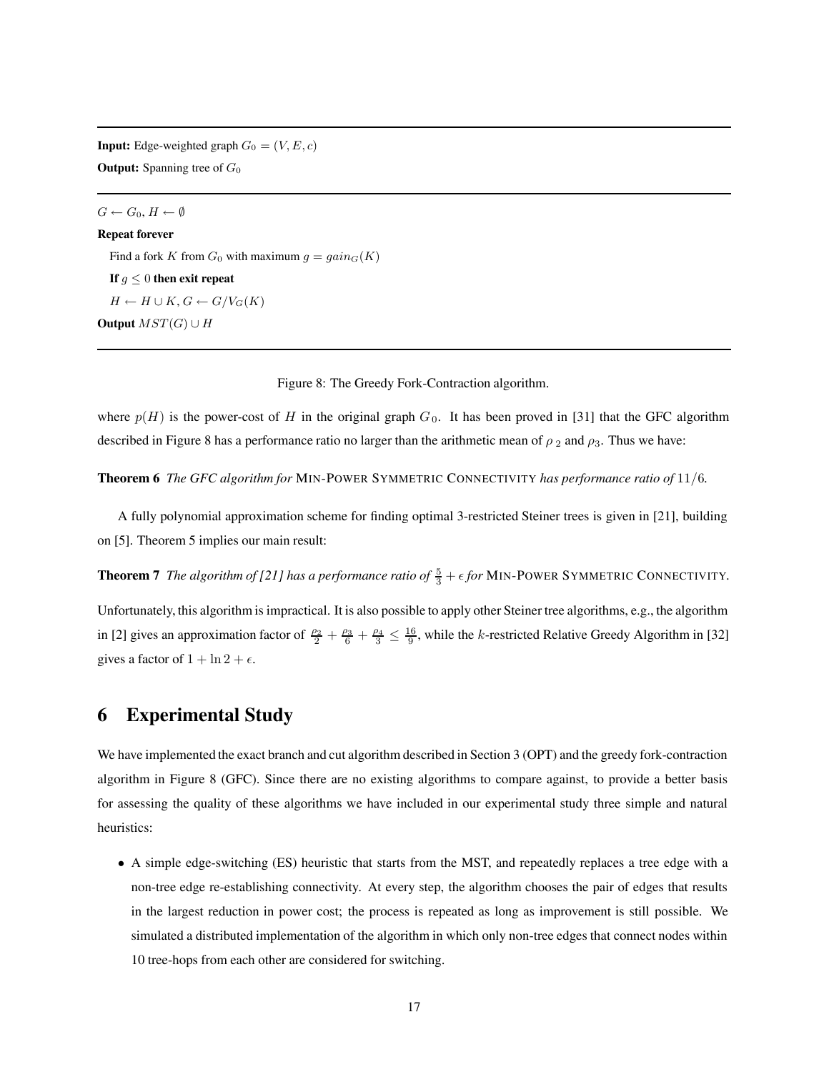---

**Input:** Edge-weighted graph $G_0 = (V, E, c)$

**Output:** Spanning tree of $G_0$

---

$G \leftarrow G_0$, $H \leftarrow \emptyset$

**Repeat forever**

  Find a fork $K$ from $G_0$ with maximum $g = gain_G(K)$

  **If** $g \leq 0$ **then exit repeat**

  $H \leftarrow H \cup K$, $G \leftarrow G/V_G(K)$

**Output** $MST(G) \cup H$

---

Figure 8: The Greedy Fork-Contraction algorithm.

where $p(H)$ is the power-cost of $H$ in the original graph $G_0$. It has been proved in [31] that the GFC algorithm described in Figure 8 has a performance ratio no larger than the arithmetic mean of $\rho_2$ and $\rho_3$. Thus we have:

**Theorem 6** *The GFC algorithm for* MIN-POWER SYMMETRIC CONNECTIVITY *has performance ratio of* $11/6$*.*

A fully polynomial approximation scheme for finding optimal 3-restricted Steiner trees is given in [21], building on [5]. Theorem 5 implies our main result:

**Theorem 7** *The algorithm of [21] has a performance ratio of* $\frac{5}{3} + \epsilon$ *for* MIN-POWER SYMMETRIC CONNECTIVITY.

Unfortunately, this algorithm is impractical. It is also possible to apply other Steiner tree algorithms, e.g., the algorithm in [2] gives an approximation factor of $\frac{\rho_2}{2} + \frac{\rho_3}{6} + \frac{\rho_4}{3} \leq \frac{16}{9}$, while the $k$-restricted Relative Greedy Algorithm in [32] gives a factor of $1 + \ln 2 + \epsilon$.

# 6 Experimental Study

We have implemented the exact branch and cut algorithm described in Section 3 (OPT) and the greedy fork-contraction algorithm in Figure 8 (GFC). Since there are no existing algorithms to compare against, to provide a better basis for assessing the quality of these algorithms we have included in our experimental study three simple and natural heuristics:

- A simple edge-switching (ES) heuristic that starts from the MST, and repeatedly replaces a tree edge with a non-tree edge re-establishing connectivity. At every step, the algorithm chooses the pair of edges that results in the largest reduction in power cost; the process is repeated as long as improvement is still possible. We simulated a distributed implementation of the algorithm in which only non-tree edges that connect nodes within 10 tree-hops from each other are considered for switching.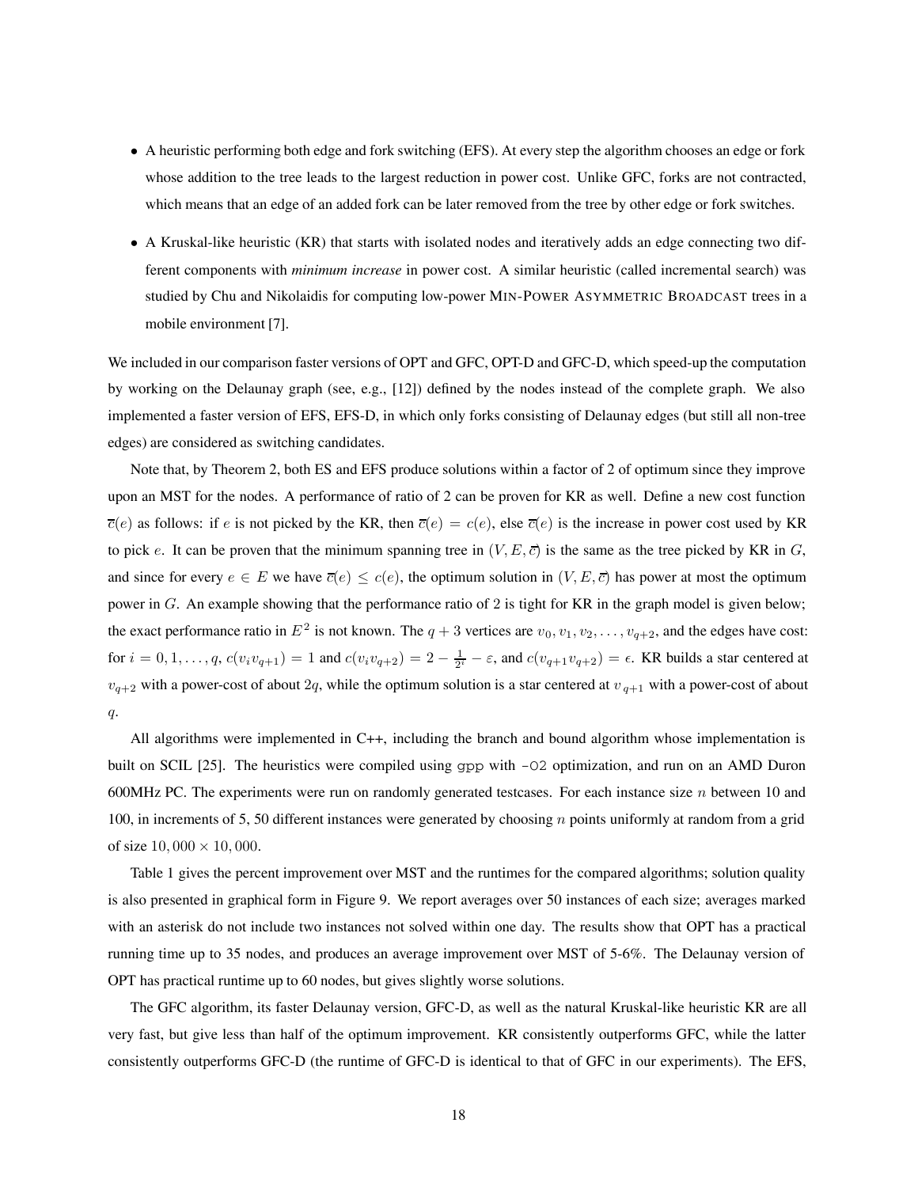- A heuristic performing both edge and fork switching (EFS). At every step the algorithm chooses an edge or fork whose addition to the tree leads to the largest reduction in power cost. Unlike GFC, forks are not contracted, which means that an edge of an added fork can be later removed from the tree by other edge or fork switches.

- A Kruskal-like heuristic (KR) that starts with isolated nodes and iteratively adds an edge connecting two different components with *minimum increase* in power cost. A similar heuristic (called incremental search) was studied by Chu and Nikolaidis for computing low-power MIN-POWER ASYMMETRIC BROADCAST trees in a mobile environment [7].

We included in our comparison faster versions of OPT and GFC, OPT-D and GFC-D, which speed-up the computation by working on the Delaunay graph (see, e.g., [12]) defined by the nodes instead of the complete graph. We also implemented a faster version of EFS, EFS-D, in which only forks consisting of Delaunay edges (but still all non-tree edges) are considered as switching candidates.

Note that, by Theorem 2, both ES and EFS produce solutions within a factor of 2 of optimum since they improve upon an MST for the nodes. A performance of ratio of 2 can be proven for KR as well. Define a new cost function $\overline{c}(e)$ as follows: if $e$ is not picked by the KR, then $\overline{c}(e) = c(e)$, else $\overline{c}(e)$ is the increase in power cost used by KR to pick $e$. It can be proven that the minimum spanning tree in $(V, E, \overline{c})$ is the same as the tree picked by KR in $G$, and since for every $e \in E$ we have $\overline{c}(e) \leq c(e)$, the optimum solution in $(V, E, \overline{c})$ has power at most the optimum power in $G$. An example showing that the performance ratio of 2 is tight for KR in the graph model is given below; the exact performance ratio in $E^2$ is not known. The $q+3$ vertices are $v_0, v_1, v_2, \ldots, v_{q+2}$, and the edges have cost: for $i = 0, 1, \ldots, q$, $c(v_i v_{q+1}) = 1$ and $c(v_i v_{q+2}) = 2 - \frac{1}{2^i} - \varepsilon$, and $c(v_{q+1} v_{q+2}) = \epsilon$. KR builds a star centered at $v_{q+2}$ with a power-cost of about $2q$, while the optimum solution is a star centered at $v_{q+1}$ with a power-cost of about $q$.

All algorithms were implemented in C++, including the branch and bound algorithm whose implementation is built on SCIL [25]. The heuristics were compiled using `gpp` with `-O2` optimization, and run on an AMD Duron 600MHz PC. The experiments were run on randomly generated testcases. For each instance size $n$ between 10 and 100, in increments of 5, 50 different instances were generated by choosing $n$ points uniformly at random from a grid of size $10,000 \times 10,000$.

Table 1 gives the percent improvement over MST and the runtimes for the compared algorithms; solution quality is also presented in graphical form in Figure 9. We report averages over 50 instances of each size; averages marked with an asterisk do not include two instances not solved within one day. The results show that OPT has a practical running time up to 35 nodes, and produces an average improvement over MST of 5-6%. The Delaunay version of OPT has practical runtime up to 60 nodes, but gives slightly worse solutions.

The GFC algorithm, its faster Delaunay version, GFC-D, as well as the natural Kruskal-like heuristic KR are all very fast, but give less than half of the optimum improvement. KR consistently outperforms GFC, while the latter consistently outperforms GFC-D (the runtime of GFC-D is identical to that of GFC in our experiments). The EFS,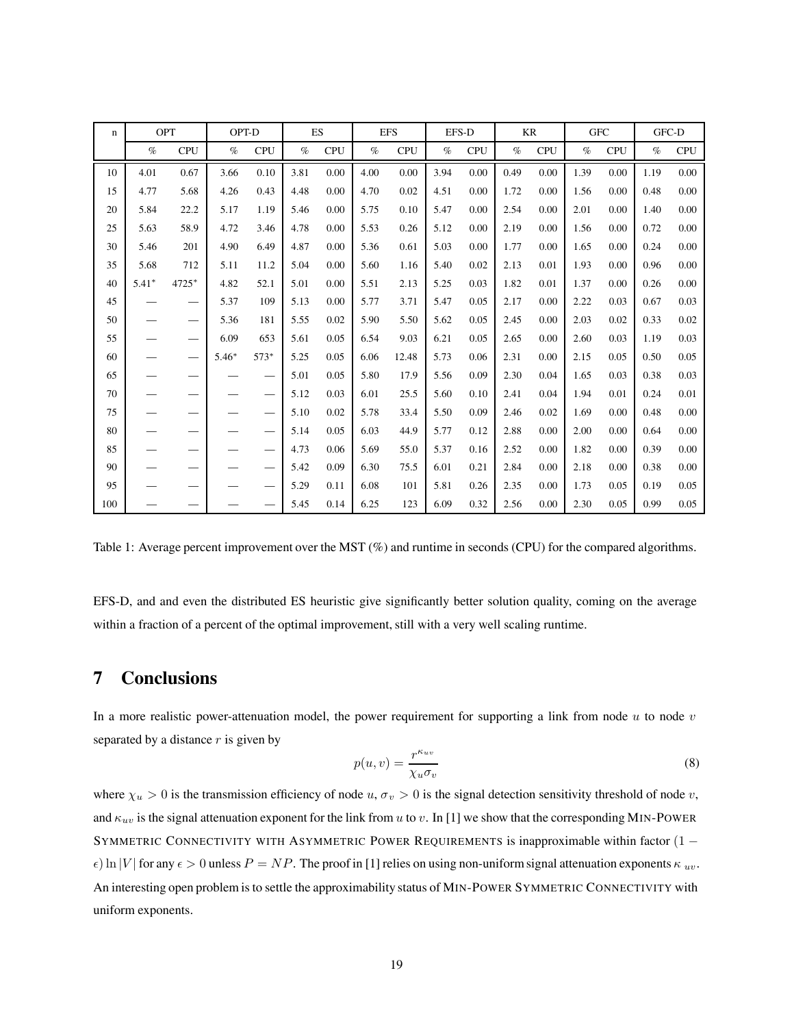| n | OPT | | OPT-D | | ES | | EFS | | EFS-D | | KR | | GFC | | GFC-D | |
|---|---|---|---|---|---|---|---|---|---|---|---|---|---|---|---|---|
| | % | CPU | % | CPU | % | CPU | % | CPU | % | CPU | % | CPU | % | CPU | % | CPU |
| 10 | 4.01 | 0.67 | 3.66 | 0.10 | 3.81 | 0.00 | 4.00 | 0.00 | 3.94 | 0.00 | 0.49 | 0.00 | 1.39 | 0.00 | 1.19 | 0.00 |
| 15 | 4.77 | 5.68 | 4.26 | 0.43 | 4.48 | 0.00 | 4.70 | 0.02 | 4.51 | 0.00 | 1.72 | 0.00 | 1.56 | 0.00 | 0.48 | 0.00 |
| 20 | 5.84 | 22.2 | 5.17 | 1.19 | 5.46 | 0.00 | 5.75 | 0.10 | 5.47 | 0.00 | 2.54 | 0.00 | 2.01 | 0.00 | 1.40 | 0.00 |
| 25 | 5.63 | 58.9 | 4.72 | 3.46 | 4.78 | 0.00 | 5.53 | 0.26 | 5.12 | 0.00 | 2.19 | 0.00 | 1.56 | 0.00 | 0.72 | 0.00 |
| 30 | 5.46 | 201 | 4.90 | 6.49 | 4.87 | 0.00 | 5.36 | 0.61 | 5.03 | 0.00 | 1.77 | 0.00 | 1.65 | 0.00 | 0.24 | 0.00 |
| 35 | 5.68 | 712 | 5.11 | 11.2 | 5.04 | 0.00 | 5.60 | 1.16 | 5.40 | 0.02 | 2.13 | 0.01 | 1.93 | 0.00 | 0.96 | 0.00 |
| 40 | 5.41* | 4725* | 4.82 | 52.1 | 5.01 | 0.00 | 5.51 | 2.13 | 5.25 | 0.03 | 1.82 | 0.01 | 1.37 | 0.00 | 0.26 | 0.00 |
| 45 | — | — | 5.37 | 109 | 5.13 | 0.00 | 5.77 | 3.71 | 5.47 | 0.05 | 2.17 | 0.00 | 2.22 | 0.03 | 0.67 | 0.03 |
| 50 | — | — | 5.36 | 181 | 5.55 | 0.02 | 5.90 | 5.50 | 5.62 | 0.05 | 2.45 | 0.00 | 2.03 | 0.02 | 0.33 | 0.02 |
| 55 | — | — | 6.09 | 653 | 5.61 | 0.05 | 6.54 | 9.03 | 6.21 | 0.05 | 2.65 | 0.00 | 2.60 | 0.03 | 1.19 | 0.03 |
| 60 | — | — | 5.46* | 573* | 5.25 | 0.05 | 6.06 | 12.48 | 5.73 | 0.06 | 2.31 | 0.00 | 2.15 | 0.05 | 0.50 | 0.05 |
| 65 | — | — | — | — | 5.01 | 0.05 | 5.80 | 17.9 | 5.56 | 0.09 | 2.30 | 0.04 | 1.65 | 0.03 | 0.38 | 0.03 |
| 70 | — | — | — | — | 5.12 | 0.03 | 6.01 | 25.5 | 5.60 | 0.10 | 2.41 | 0.04 | 1.94 | 0.01 | 0.24 | 0.01 |
| 75 | — | — | — | — | 5.10 | 0.02 | 5.78 | 33.4 | 5.50 | 0.09 | 2.46 | 0.02 | 1.69 | 0.00 | 0.48 | 0.00 |
| 80 | — | — | — | — | 5.14 | 0.05 | 6.03 | 44.9 | 5.77 | 0.12 | 2.88 | 0.00 | 2.00 | 0.00 | 0.64 | 0.00 |
| 85 | — | — | — | — | 4.73 | 0.06 | 5.69 | 55.0 | 5.37 | 0.16 | 2.52 | 0.00 | 1.82 | 0.00 | 0.39 | 0.00 |
| 90 | — | — | — | — | 5.42 | 0.09 | 6.30 | 75.5 | 6.01 | 0.21 | 2.84 | 0.00 | 2.18 | 0.00 | 0.38 | 0.00 |
| 95 | — | — | — | — | 5.29 | 0.11 | 6.08 | 101 | 5.81 | 0.26 | 2.35 | 0.00 | 1.73 | 0.05 | 0.19 | 0.05 |
| 100 | — | — | — | — | 5.45 | 0.14 | 6.25 | 123 | 6.09 | 0.32 | 2.56 | 0.00 | 2.30 | 0.05 | 0.99 | 0.05 |

Table 1: Average percent improvement over the MST (%) and runtime in seconds (CPU) for the compared algorithms.

EFS-D, and and even the distributed ES heuristic give significantly better solution quality, coming on the average within a fraction of a percent of the optimal improvement, still with a very well scaling runtime.

## 7 Conclusions

In a more realistic power-attenuation model, the power requirement for supporting a link from node $u$ to node $v$ separated by a distance $r$ is given by

$$p(u,v) = \frac{r^{\kappa_{uv}}}{\chi_u \sigma_v} \tag{8}$$

where $\chi_u > 0$ is the transmission efficiency of node $u$, $\sigma_v > 0$ is the signal detection sensitivity threshold of node $v$, and $\kappa_{uv}$ is the signal attenuation exponent for the link from $u$ to $v$. In [1] we show that the corresponding MIN-POWER SYMMETRIC CONNECTIVITY WITH ASYMMETRIC POWER REQUIREMENTS is inapproximable within factor $(1-\epsilon)\ln|V|$ for any $\epsilon > 0$ unless $P = NP$. The proof in [1] relies on using non-uniform signal attenuation exponents $\kappa_{uv}$. An interesting open problem is to settle the approximability status of MIN-POWER SYMMETRIC CONNECTIVITY with uniform exponents.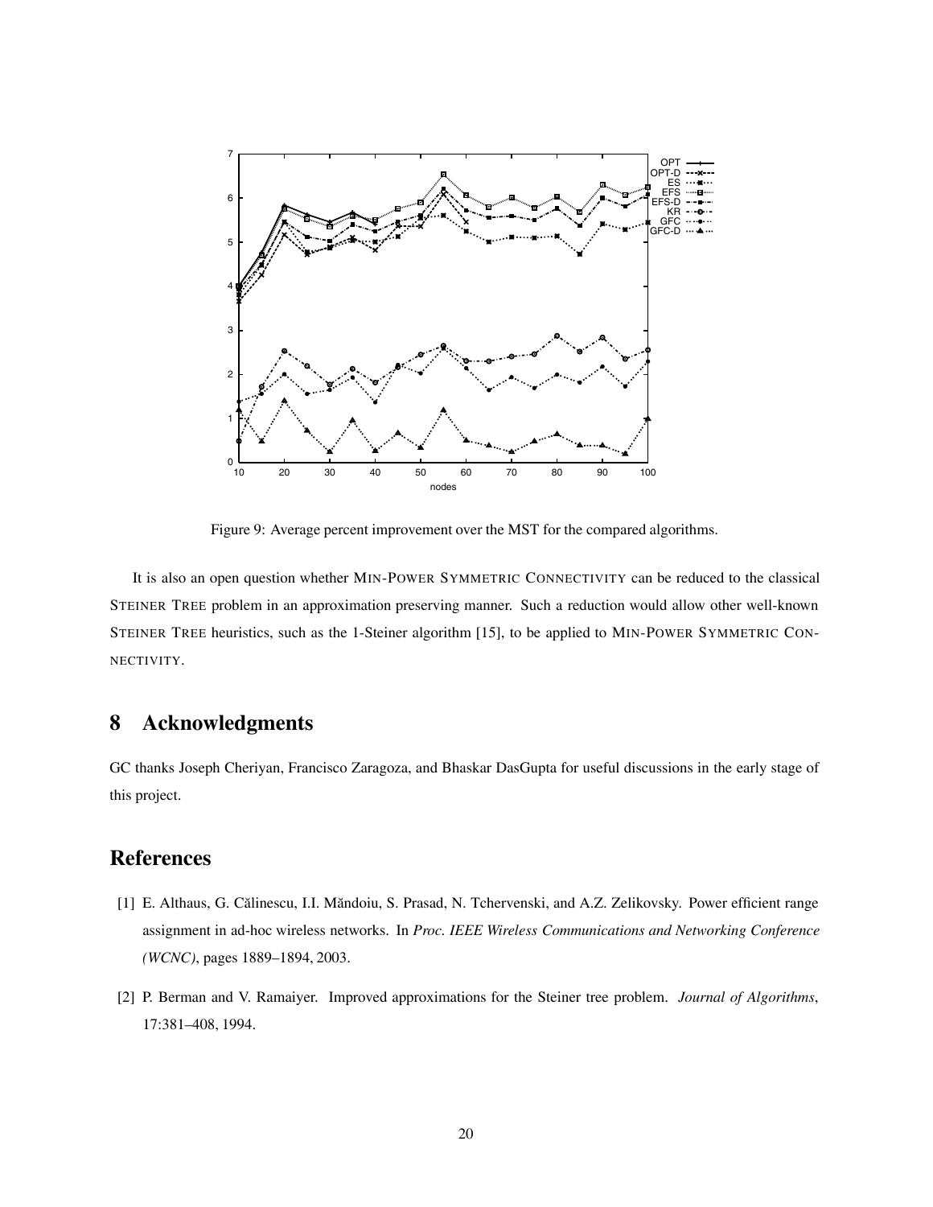7

6

5

4

3

2

1

0

10 20 30 40 50 60 70 80 90 100

nodes

OPT
OPT-D
ES
EFS
EFS-D
KR
GFC
GFC-D

Figure 9: Average percent improvement over the MST for the compared algorithms.

It is also an open question whether MIN-POWER SYMMETRIC CONNECTIVITY can be reduced to the classical STEINER TREE problem in an approximation preserving manner. Such a reduction would allow other well-known STEINER TREE heuristics, such as the 1-Steiner algorithm [15], to be applied to MIN-POWER SYMMETRIC CONNECTIVITY.

## 8 Acknowledgments

GC thanks Joseph Cheriyan, Francisco Zaragoza, and Bhaskar DasGupta for useful discussions in the early stage of this project.

## References

[1] E. Althaus, G. Călinescu, I.I. Măndoiu, S. Prasad, N. Tchervenski, and A.Z. Zelikovsky. Power efficient range assignment in ad-hoc wireless networks. In *Proc. IEEE Wireless Communications and Networking Conference (WCNC)*, pages 1889–1894, 2003.

[2] P. Berman and V. Ramaiyer. Improved approximations for the Steiner tree problem. *Journal of Algorithms*, 17:381–408, 1994.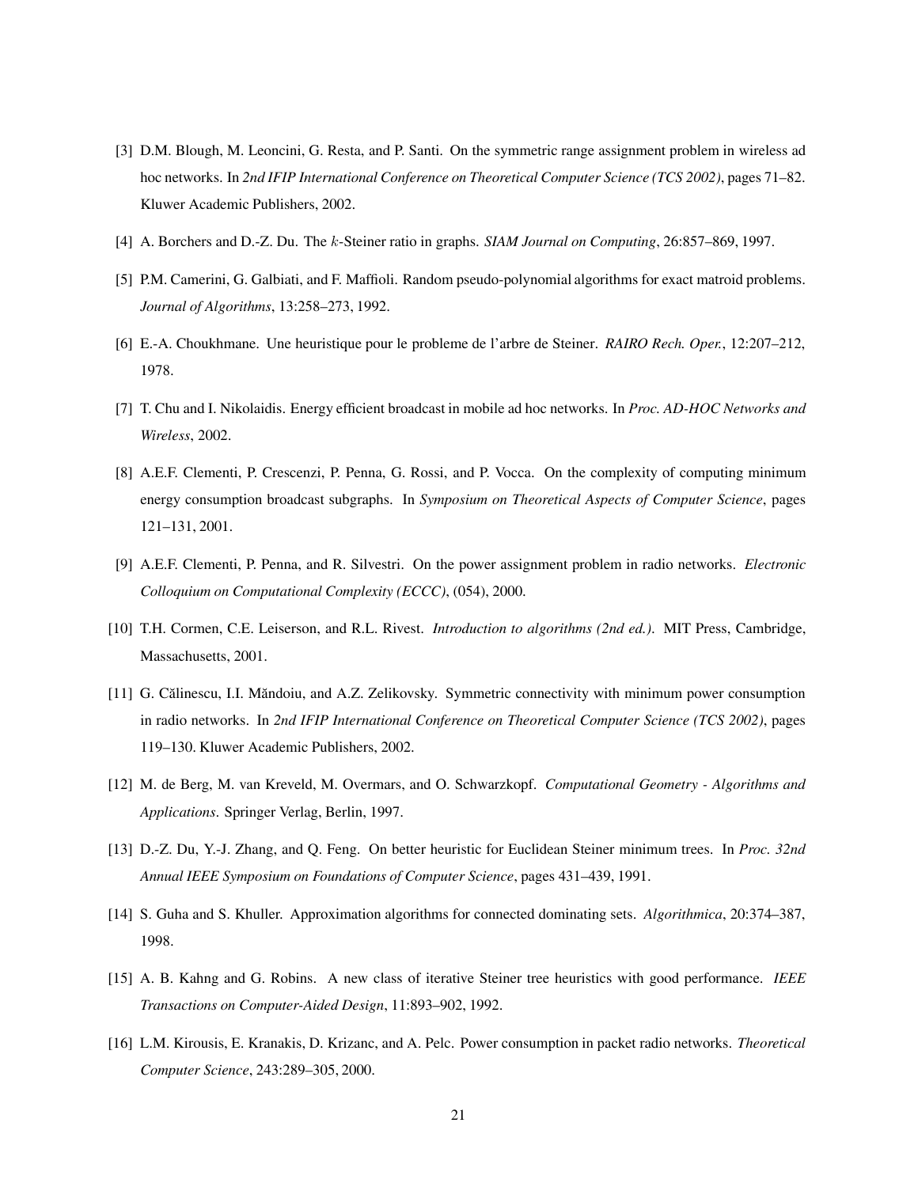[3] D.M. Blough, M. Leoncini, G. Resta, and P. Santi. On the symmetric range assignment problem in wireless ad hoc networks. In *2nd IFIP International Conference on Theoretical Computer Science (TCS 2002)*, pages 71–82. Kluwer Academic Publishers, 2002.

[4] A. Borchers and D.-Z. Du. The $k$-Steiner ratio in graphs. *SIAM Journal on Computing*, 26:857–869, 1997.

[5] P.M. Camerini, G. Galbiati, and F. Maffioli. Random pseudo-polynomial algorithms for exact matroid problems. *Journal of Algorithms*, 13:258–273, 1992.

[6] E.-A. Choukhmane. Une heuristique pour le probleme de l'arbre de Steiner. *RAIRO Rech. Oper.*, 12:207–212, 1978.

[7] T. Chu and I. Nikolaidis. Energy efficient broadcast in mobile ad hoc networks. In *Proc. AD-HOC Networks and Wireless*, 2002.

[8] A.E.F. Clementi, P. Crescenzi, P. Penna, G. Rossi, and P. Vocca. On the complexity of computing minimum energy consumption broadcast subgraphs. In *Symposium on Theoretical Aspects of Computer Science*, pages 121–131, 2001.

[9] A.E.F. Clementi, P. Penna, and R. Silvestri. On the power assignment problem in radio networks. *Electronic Colloquium on Computational Complexity (ECCC)*, (054), 2000.

[10] T.H. Cormen, C.E. Leiserson, and R.L. Rivest. *Introduction to algorithms (2nd ed.)*. MIT Press, Cambridge, Massachusetts, 2001.

[11] G. Călinescu, I.I. Măndoiu, and A.Z. Zelikovsky. Symmetric connectivity with minimum power consumption in radio networks. In *2nd IFIP International Conference on Theoretical Computer Science (TCS 2002)*, pages 119–130. Kluwer Academic Publishers, 2002.

[12] M. de Berg, M. van Kreveld, M. Overmars, and O. Schwarzkopf. *Computational Geometry - Algorithms and Applications*. Springer Verlag, Berlin, 1997.

[13] D.-Z. Du, Y.-J. Zhang, and Q. Feng. On better heuristic for Euclidean Steiner minimum trees. In *Proc. 32nd Annual IEEE Symposium on Foundations of Computer Science*, pages 431–439, 1991.

[14] S. Guha and S. Khuller. Approximation algorithms for connected dominating sets. *Algorithmica*, 20:374–387, 1998.

[15] A. B. Kahng and G. Robins. A new class of iterative Steiner tree heuristics with good performance. *IEEE Transactions on Computer-Aided Design*, 11:893–902, 1992.

[16] L.M. Kirousis, E. Kranakis, D. Krizanc, and A. Pelc. Power consumption in packet radio networks. *Theoretical Computer Science*, 243:289–305, 2000.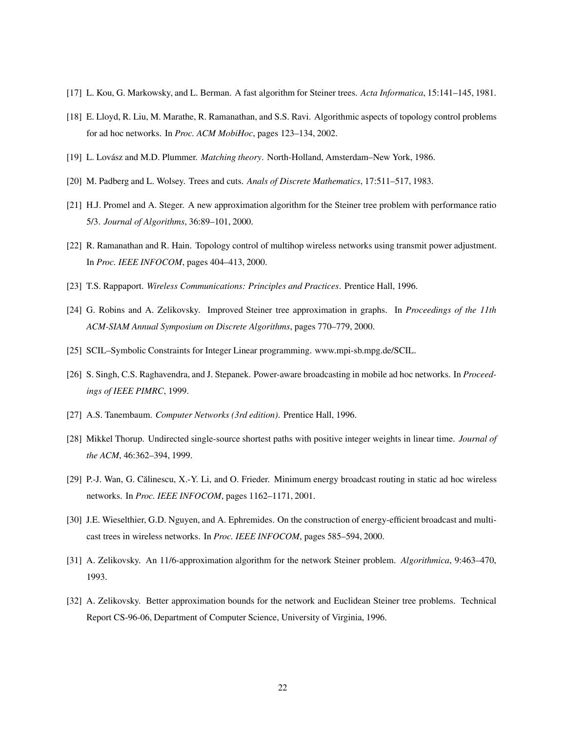[17] L. Kou, G. Markowsky, and L. Berman. A fast algorithm for Steiner trees. *Acta Informatica*, 15:141–145, 1981.

[18] E. Lloyd, R. Liu, M. Marathe, R. Ramanathan, and S.S. Ravi. Algorithmic aspects of topology control problems for ad hoc networks. In *Proc. ACM MobiHoc*, pages 123–134, 2002.

[19] L. Lovász and M.D. Plummer. *Matching theory*. North-Holland, Amsterdam–New York, 1986.

[20] M. Padberg and L. Wolsey. Trees and cuts. *Anals of Discrete Mathematics*, 17:511–517, 1983.

[21] H.J. Promel and A. Steger. A new approximation algorithm for the Steiner tree problem with performance ratio 5/3. *Journal of Algorithms*, 36:89–101, 2000.

[22] R. Ramanathan and R. Hain. Topology control of multihop wireless networks using transmit power adjustment. In *Proc. IEEE INFOCOM*, pages 404–413, 2000.

[23] T.S. Rappaport. *Wireless Communications: Principles and Practices*. Prentice Hall, 1996.

[24] G. Robins and A. Zelikovsky. Improved Steiner tree approximation in graphs. In *Proceedings of the 11th ACM-SIAM Annual Symposium on Discrete Algorithms*, pages 770–779, 2000.

[25] SCIL–Symbolic Constraints for Integer Linear programming. www.mpi-sb.mpg.de/SCIL.

[26] S. Singh, C.S. Raghavendra, and J. Stepanek. Power-aware broadcasting in mobile ad hoc networks. In *Proceedings of IEEE PIMRC*, 1999.

[27] A.S. Tanembaum. *Computer Networks (3rd edition)*. Prentice Hall, 1996.

[28] Mikkel Thorup. Undirected single-source shortest paths with positive integer weights in linear time. *Journal of the ACM*, 46:362–394, 1999.

[29] P.-J. Wan, G. Călinescu, X.-Y. Li, and O. Frieder. Minimum energy broadcast routing in static ad hoc wireless networks. In *Proc. IEEE INFOCOM*, pages 1162–1171, 2001.

[30] J.E. Wieselthier, G.D. Nguyen, and A. Ephremides. On the construction of energy-efficient broadcast and multicast trees in wireless networks. In *Proc. IEEE INFOCOM*, pages 585–594, 2000.

[31] A. Zelikovsky. An 11/6-approximation algorithm for the network Steiner problem. *Algorithmica*, 9:463–470, 1993.

[32] A. Zelikovsky. Better approximation bounds for the network and Euclidean Steiner tree problems. Technical Report CS-96-06, Department of Computer Science, University of Virginia, 1996.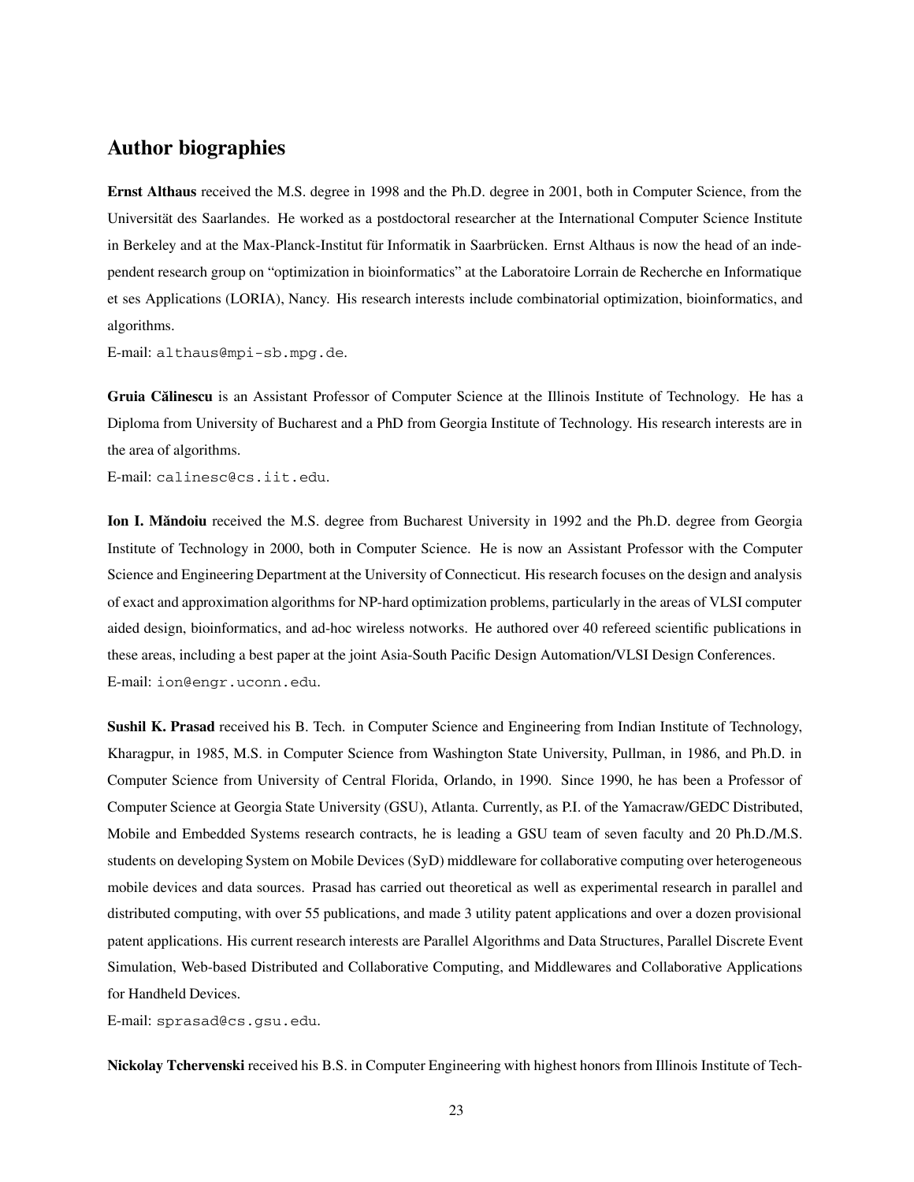## Author biographies

**Ernst Althaus** received the M.S. degree in 1998 and the Ph.D. degree in 2001, both in Computer Science, from the Universität des Saarlandes. He worked as a postdoctoral researcher at the International Computer Science Institute in Berkeley and at the Max-Planck-Institut für Informatik in Saarbrücken. Ernst Althaus is now the head of an independent research group on "optimization in bioinformatics" at the Laboratoire Lorrain de Recherche en Informatique et ses Applications (LORIA), Nancy. His research interests include combinatorial optimization, bioinformatics, and algorithms.
E-mail: althaus@mpi-sb.mpg.de.

**Gruia Călinescu** is an Assistant Professor of Computer Science at the Illinois Institute of Technology. He has a Diploma from University of Bucharest and a PhD from Georgia Institute of Technology. His research interests are in the area of algorithms.
E-mail: calinesc@cs.iit.edu.

**Ion I. Măndoiu** received the M.S. degree from Bucharest University in 1992 and the Ph.D. degree from Georgia Institute of Technology in 2000, both in Computer Science. He is now an Assistant Professor with the Computer Science and Engineering Department at the University of Connecticut. His research focuses on the design and analysis of exact and approximation algorithms for NP-hard optimization problems, particularly in the areas of VLSI computer aided design, bioinformatics, and ad-hoc wireless notworks. He authored over 40 refereed scientific publications in these areas, including a best paper at the joint Asia-South Pacific Design Automation/VLSI Design Conferences.
E-mail: ion@engr.uconn.edu.

**Sushil K. Prasad** received his B. Tech. in Computer Science and Engineering from Indian Institute of Technology, Kharagpur, in 1985, M.S. in Computer Science from Washington State University, Pullman, in 1986, and Ph.D. in Computer Science from University of Central Florida, Orlando, in 1990. Since 1990, he has been a Professor of Computer Science at Georgia State University (GSU), Atlanta. Currently, as P.I. of the Yamacraw/GEDC Distributed, Mobile and Embedded Systems research contracts, he is leading a GSU team of seven faculty and 20 Ph.D./M.S. students on developing System on Mobile Devices (SyD) middleware for collaborative computing over heterogeneous mobile devices and data sources. Prasad has carried out theoretical as well as experimental research in parallel and distributed computing, with over 55 publications, and made 3 utility patent applications and over a dozen provisional patent applications. His current research interests are Parallel Algorithms and Data Structures, Parallel Discrete Event Simulation, Web-based Distributed and Collaborative Computing, and Middlewares and Collaborative Applications for Handheld Devices.
E-mail: sprasad@cs.gsu.edu.

**Nickolay Tchervenski** received his B.S. in Computer Engineering with highest honors from Illinois Institute of Tech-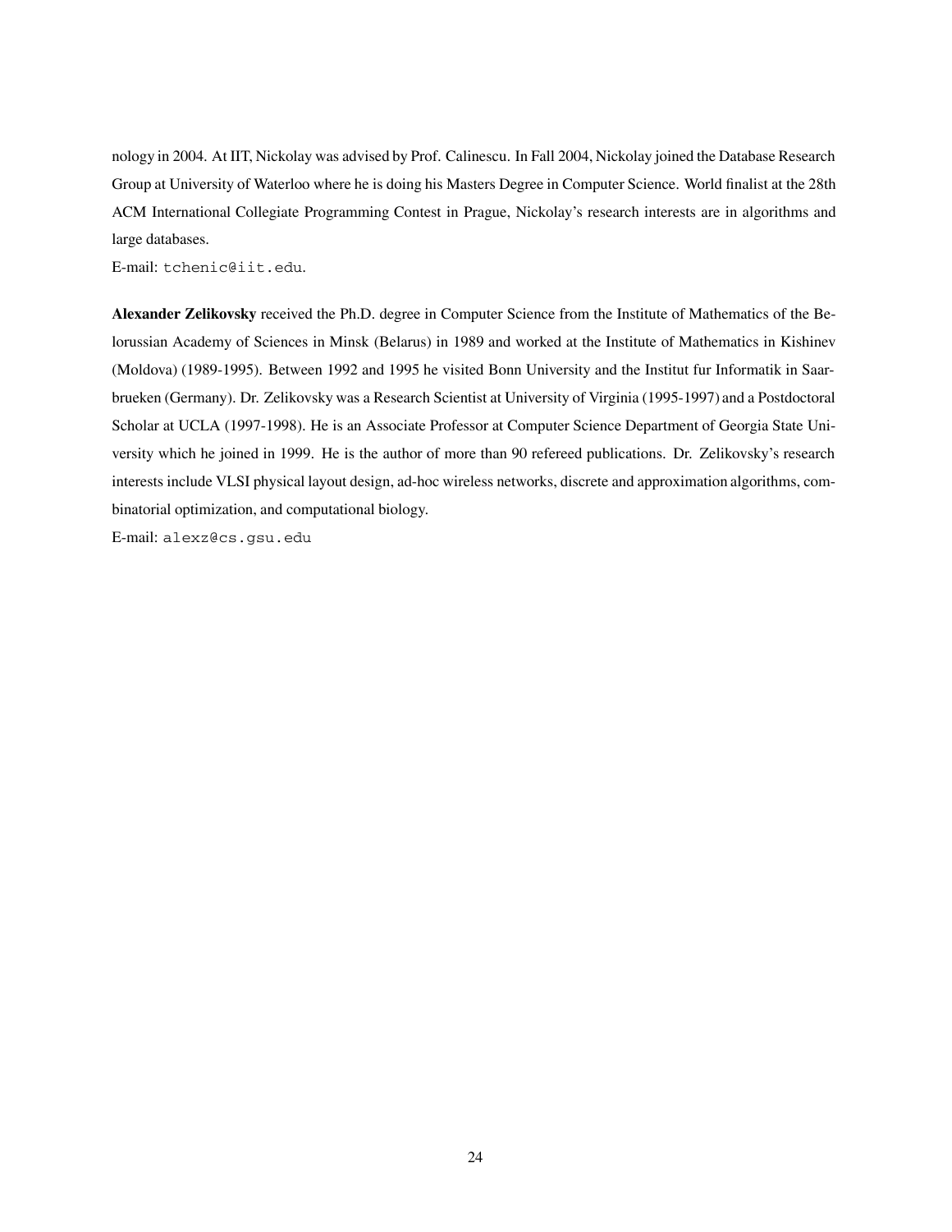nology in 2004. At IIT, Nickolay was advised by Prof. Calinescu. In Fall 2004, Nickolay joined the Database Research Group at University of Waterloo where he is doing his Masters Degree in Computer Science. World finalist at the 28th ACM International Collegiate Programming Contest in Prague, Nickolay's research interests are in algorithms and large databases.
E-mail: `tchenic@iit.edu`.

**Alexander Zelikovsky** received the Ph.D. degree in Computer Science from the Institute of Mathematics of the Belorussian Academy of Sciences in Minsk (Belarus) in 1989 and worked at the Institute of Mathematics in Kishinev (Moldova) (1989-1995). Between 1992 and 1995 he visited Bonn University and the Institut fur Informatik in Saarbrueken (Germany). Dr. Zelikovsky was a Research Scientist at University of Virginia (1995-1997) and a Postdoctoral Scholar at UCLA (1997-1998). He is an Associate Professor at Computer Science Department of Georgia State University which he joined in 1999. He is the author of more than 90 refereed publications. Dr. Zelikovsky's research interests include VLSI physical layout design, ad-hoc wireless networks, discrete and approximation algorithms, combinatorial optimization, and computational biology.
E-mail: `alexz@cs.gsu.edu`